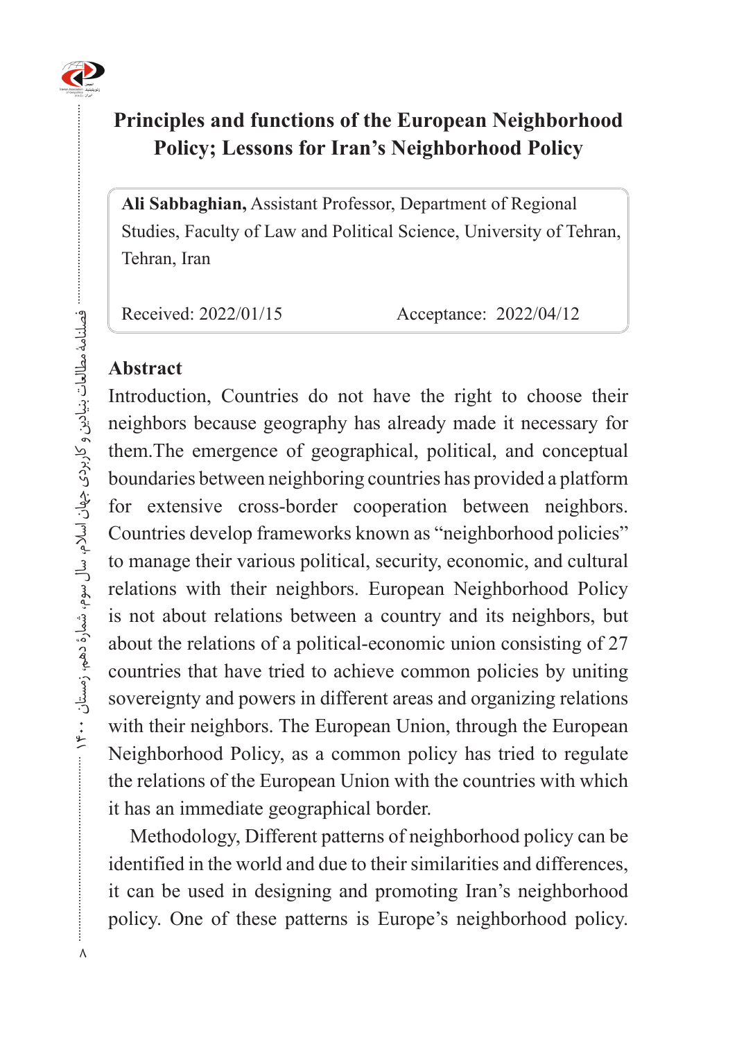# Principles and functions of the European Neighborhood Policy; Lessons for Iran's Neighborhood Policy

**Ali Sabbaghian,** Assistant Professor, Department of Regional Studies, Faculty of Law and Political Science, University of Tehran, Tehran, Iran

Received: 2022/01/15 Acceptance: 2022/04/12

## Abstract

Introduction, Countries do not have the right to choose their neighbors because geography has already made it necessary for them.The emergence of geographical, political, and conceptual boundaries between neighboring countries has provided a platform for extensive cross-border cooperation between neighbors. Countries develop frameworks known as "neighborhood policies" to manage their various political, security, economic, and cultural relations with their neighbors. European Neighborhood Policy is not about relations between a country and its neighbors, but about the relations of a political-economic union consisting of 27 countries that have tried to achieve common policies by uniting sovereignty and powers in different areas and organizing relations with their neighbors. The European Union, through the European Neighborhood Policy, as a common policy has tried to regulate the relations of the European Union with the countries with which it has an immediate geographical border.

Methodology, Different patterns of neighborhood policy can be identified in the world and due to their similarities and differences, it can be used in designing and promoting Iran's neighborhood policy. One of these patterns is Europe's neighborhood policy.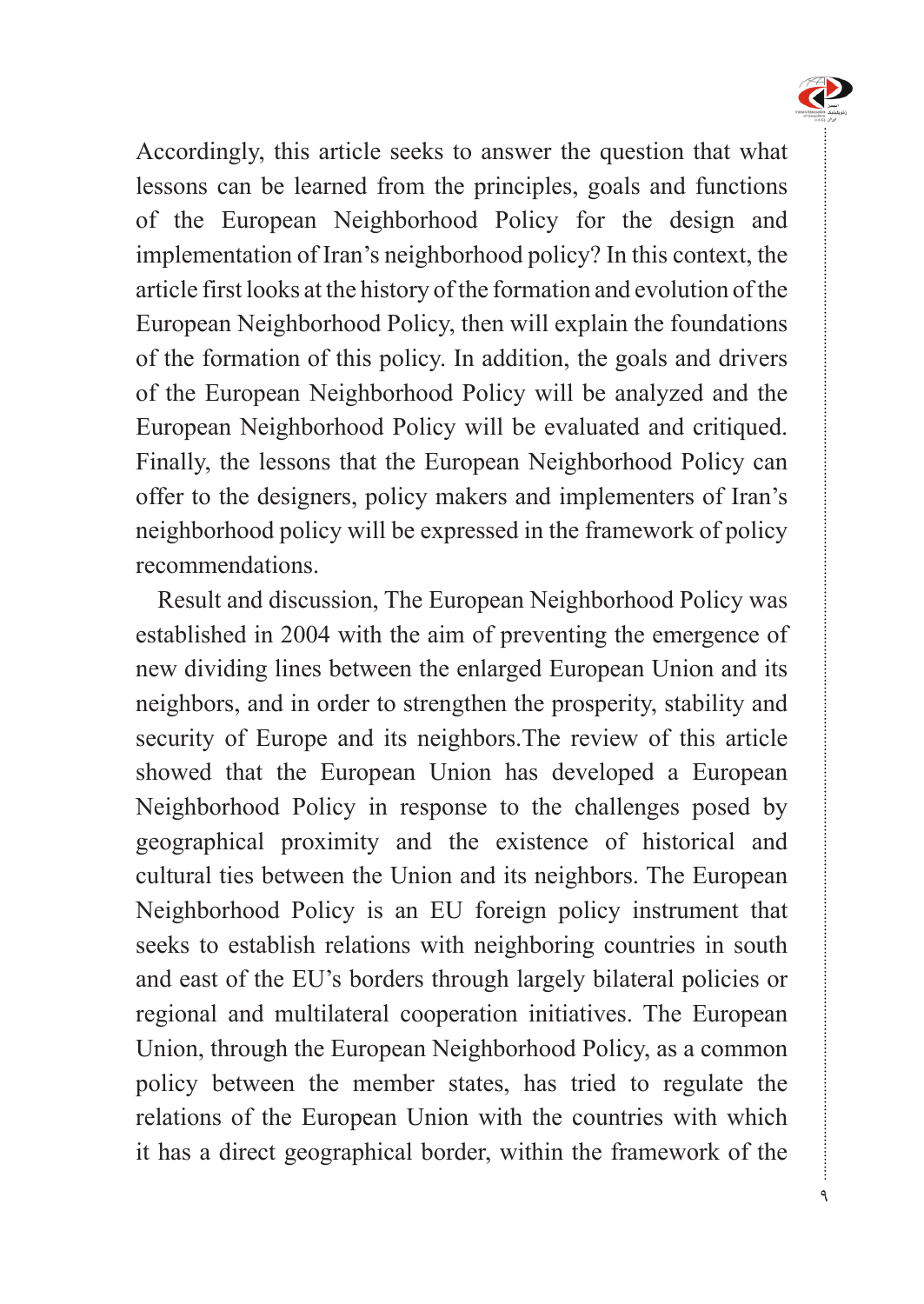Accordingly, this article seeks to answer the question that what lessons can be learned from the principles, goals and functions of the European Neighborhood Policy for the design and implementation of Iran's neighborhood policy? In this context, the article first looks at the history of the formation and evolution of the European Neighborhood Policy, then will explain the foundations of the formation of this policy. In addition, the goals and drivers of the European Neighborhood Policy will be analyzed and the European Neighborhood Policy will be evaluated and critiqued. Finally, the lessons that the European Neighborhood Policy can offer to the designers, policy makers and implementers of Iran's neighborhood policy will be expressed in the framework of policy recommendations.

Result and discussion, The European Neighborhood Policy was established in 2004 with the aim of preventing the emergence of new dividing lines between the enlarged European Union and its neighbors, and in order to strengthen the prosperity, stability and security of Europe and its neighbors.The review of this article showed that the European Union has developed a European Neighborhood Policy in response to the challenges posed by geographical proximity and the existence of historical and cultural ties between the Union and its neighbors. The European Neighborhood Policy is an EU foreign policy instrument that seeks to establish relations with neighboring countries in south and east of the EU's borders through largely bilateral policies or regional and multilateral cooperation initiatives. The European Union, through the European Neighborhood Policy, as a common policy between the member states, has tried to regulate the relations of the European Union with the countries with which it has a direct geographical border, within the framework of the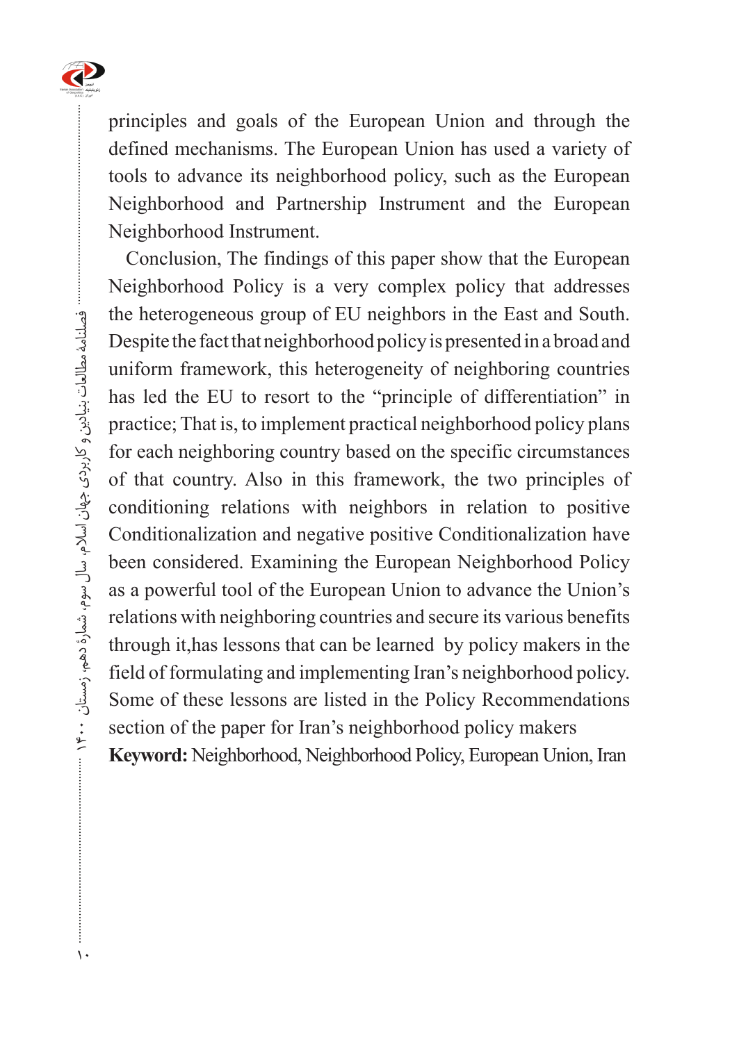principles and goals of the European Union and through the defined mechanisms. The European Union has used a variety of tools to advance its neighborhood policy, such as the European Neighborhood and Partnership Instrument and the European Neighborhood Instrument.

Conclusion, The findings of this paper show that the European Neighborhood Policy is a very complex policy that addresses the heterogeneous group of EU neighbors in the East and South. Despite the fact that neighborhood policy is presented in a broad and uniform framework, this heterogeneity of neighboring countries has led the EU to resort to the "principle of differentiation" in practice; That is, to implement practical neighborhood policy plans for each neighboring country based on the specific circumstances of that country. Also in this framework, the two principles of conditioning relations with neighbors in relation to positive Conditionalization and negative positive Conditionalization have been considered. Examining the European Neighborhood Policy as a powerful tool of the European Union to advance the Union's relations with neighboring countries and secure its various benefits through it,has lessons that can be learned by policy makers in the field of formulating and implementing Iran's neighborhood policy. Some of these lessons are listed in the Policy Recommendations section of the paper for Iran's neighborhood policy makers

**Keyword:** Neighborhood, Neighborhood Policy, European Union, Iran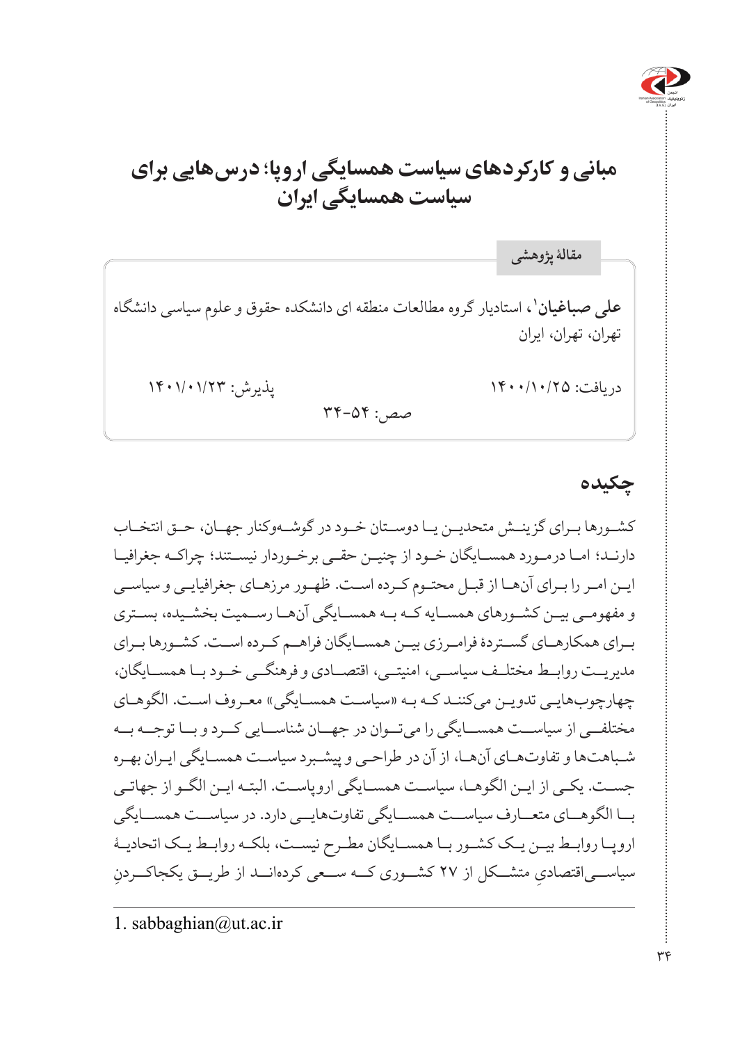# مبانی و کارکردهای سیاست همسایگی اروپا؛ درس‌هایی برای سیاست همسایگی ایران

**مقالۀ پژوهشی**

**علی صباغیان**[1]، استادیار گروه مطالعات منطقه ای دانشکده حقوق و علوم سیاسی دانشگاه تهران، تهران، ایران

دریافت: ۱۴۰۰/۱۰/۲۵ &nbsp;&nbsp;&nbsp;&nbsp; پذیرش: ۱۴۰۱/۰۱/۲۳

صص: ۵۴-۳۴

## چکیده

کشورها برای گزینش متحدین یا دوستان خود در گوشه‌وکنار جهان، حق انتخاب دارند؛ اما درمورد همسایگان خود از چنین حقی برخوردار نیستند؛ چراکه جغرافیا این امر را برای آن‌ها از قبل محتوم کرده است. ظهور مرزهای جغرافیایی و سیاسی و مفهومی بین کشورهای همسایه که به همسایگی آن‌ها رسمیت بخشیده، بستری برای همکارهای گستردۀ فرامرزی بین همسایگان فراهم کرده است. کشورها برای مدیریت روابط مختلف سیاسی، امنیتی، اقتصادی و فرهنگی خود با همسایگان، چهارچوب‌هایی تدوین می‌کنند که به «سیاست همسایگی» معروف است. الگوهای مختلفی از سیاست همسایگی را می‌توان در جهان شناسایی کرد و با توجه به شباهت‌ها و تفاوت‌های آن‌ها، از آن در طراحی و پیشبرد سیاست همسایگی ایران بهره جست. یکی از این الگوها، سیاست همسایگی اروپاست. البته این الگو از جهاتی با الگوهای متعارف سیاست همسایگی تفاوت‌هایی دارد. در سیاست همسایگی اروپا روابط بین یک کشور با همسایگان مطرح نیست، بلکه روابط یک اتحادیۀ سیاسی‌اقتصادیِ متشکل از ۲۷ کشوری که سعی کرده‌اند از طریق یکجاکردنِ

---

1. sabbaghian@ut.ac.ir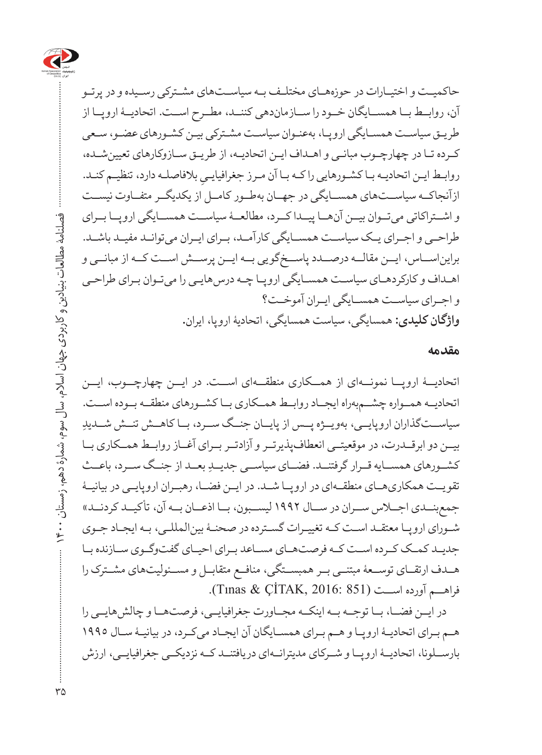حاکمیت و اختیارات در حوزه‌های مختلف به سیاست‌های مشترکی رسیده و در پرتو آن، روابط با همسایگان خود را سازمان‌دهی کنند، مطرح است. اتحادیهٔ اروپا از طریق سیاست همسایگی اروپا، به‌عنوان سیاست مشترکی بین کشورهای عضو، سعی کرده تا در چهارچوب مبانی و اهداف این اتحادیه، از طریق سازوکارهای تعیین‌شده، روابط این اتحادیه با کشورهایی را که با آن مرز جغرافیاییِ بلافاصله دارد، تنظیم کند. ازآنجاکه سیاست‌های همسایگی در جهان به‌طور کامل از یکدیگر متفاوت نیست و اشتراکاتی می‌توان بین آن‌ها پیدا کرد، مطالعهٔ سیاست همسایگی اروپا برای طراحی و اجرای یک سیاست همسایگی کارآمد، برای ایران می‌توانند مفید باشد. براین‌اساس، این مقاله درصدد پاسخ‌گویی به این پرسش است که از مبانی و اهداف و کارکردهای سیاست همسایگی اروپا چه درس‌هایی را می‌توان برای طراحی و اجرای سیاست همسایگی ایران آموخت؟

**واژگان کلیدی:** همسایگی، سیاست همسایگی، اتحادیهٔ اروپا، ایران.

## مقدمه

اتحادیهٔ اروپا نمونه‌ای از همکاری منطقه‌ای است. در این چهارچوب، این اتحادیه همواره چشم‌به‌راه ایجاد روابط همکاری با کشورهای منطقه بوده است. سیاست‌گذاران اروپایی، به‌ویژه پس از پایان جنگ سرد، با کاهش تنش شدیدِ بین دو ابرقدرت، در موقعیتی انعطاف‌پذیرتر و آزادتر برای آغاز روابط همکاری با کشورهای همسایه قرار گرفتند. فضای سیاسی جدیدِ بعد از جنگ سرد، باعث تقویت همکاری‌های منطقه‌ای در اروپا شد. در این فضا، رهبران اروپایی در بیانیهٔ جمع‌بندی اجلاس سران در سال ۱۹۹۲ لیسبون، با اذعان به آن، تأکید کردند» شورای اروپا معتقد است که تغییرات گسترده در صحنهٔ بین‌المللی، به ایجاد جوی جدید کمک کرده است که فرصت‌های مساعد برای احیای گفت‌وگوی سازنده با هدف ارتقای توسعهٔ مبتنی بر همبستگی، منافع متقابل و مسئولیت‌های مشترک را فراهم آورده است (Tınas & ÇİTAK, 2016: 851).

در این فضا، با توجه به اینکه مجاورت جغرافیایی، فرصت‌ها و چالش‌هایی را هم برای اتحادیهٔ اروپا و هم برای همسایگان آن ایجاد می‌کرد، در بیانیهٔ سال ۱۹۹۵ بارسلونا، اتحادیهٔ اروپا و شرکای مدیترانه‌ای دریافتند که نزدیکی جغرافیایی، ارزش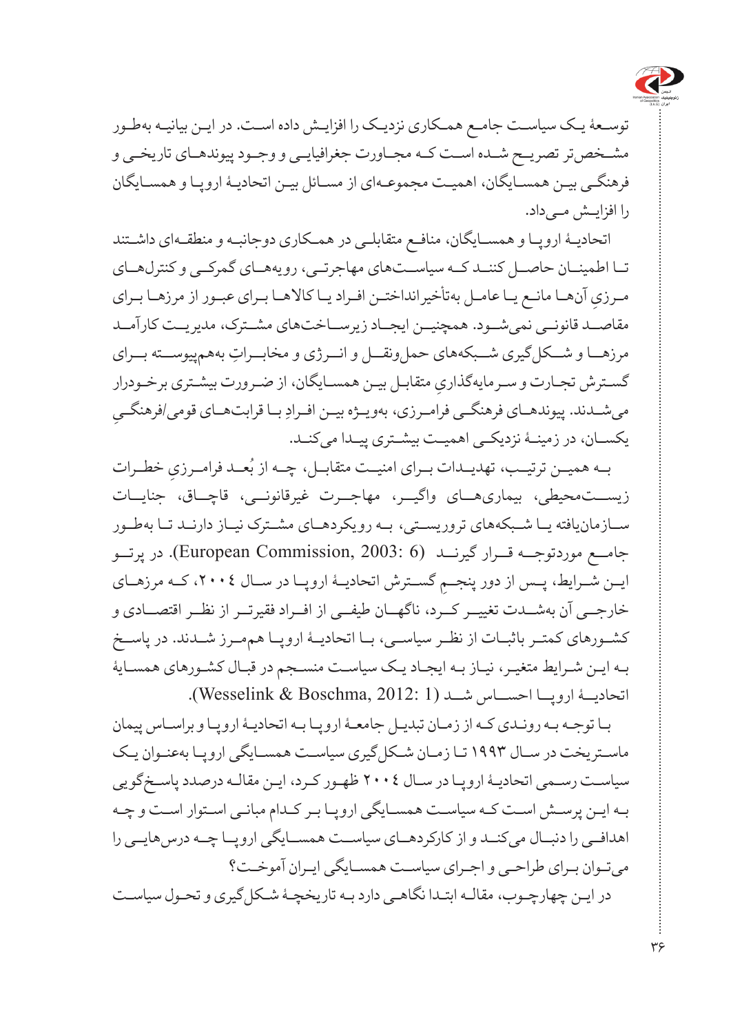توسعۀ یک سیاست جامع همکاری نزدیک را افزایش داده است. در این بیانیه به‌طور مشخص‌تر تصریح شده است که مجاورت جغرافیایی و وجود پیوندهای تاریخی و فرهنگی بین همسایگان، اهمیت مجموعه‌ای از مسائل بین اتحادیۀ اروپا و همسایگان را افزایش می‌داد.

اتحادیۀ اروپا و همسایگان، منافع متقابلی در همکاری دوجانبه و منطقه‌ای داشتند تا اطمینان حاصل کنند که سیاست‌های مهاجرتی، رویه‌های گمرکی و کنترل‌های مرزیِ آن‌ها مانع یا عامل به‌تأخیرانداختن افراد یا کالاها برای عبور از مرزها برای مقاصد قانونی نمی‌شود. همچنین ایجاد زیرساخت‌های مشترک، مدیریت کارآمد مرزها و شکل‌گیری شبکه‌های حمل‌ونقل و انرژی و مخابراتِ به‌هم‌پیوسته برای گسترش تجارت و سرمایه‌گذاریِ متقابل بین همسایگان، از ضرورت بیشتری برخوردار می‌شدند. پیوندهای فرهنگی فرامرزی، به‌ویژه بین افرادِ با قرابت‌های قومی/فرهنگیِ یکسان، در زمینۀ نزدیکی اهمیت بیشتری پیدا می‌کند.

به همین ترتیب، تهدیدات برای امنیت متقابل، چه از بُعد فرامرزیِ خطرات زیست‌محیطی، بیماری‌های واگیر، مهاجرت غیرقانونی، قاچاق، جنایات سازمان‌یافته یا شبکه‌های تروریستی، به رویکردهای مشترک نیاز دارند تا به‌طور جامع موردتوجه قرار گیرند (European Commission, 2003: 6). در پرتو این شرایط، پس از دور پنجمِ گسترش اتحادیۀ اروپا در سال ۲۰۰۴، که مرزهای خارجی آن به‌شدت تغییر کرد، ناگهان طیفی از افراد فقیرتر از نظر اقتصادی و کشورهای کمتر باثبات از نظر سیاسی، با اتحادیۀ اروپا هم‌مرز شدند. در پاسخ به این شرایط متغیر، نیاز به ایجاد یک سیاست منسجم در قبال کشورهای همسایۀ اتحادیۀ اروپا احساس شد (Wesselink & Boschma, 2012: 1).

با توجه به روندی که از زمان تبدیل جامعۀ اروپا به اتحادیۀ اروپا و براساس پیمان ماستریخت در سال ۱۹۹۳ تا زمان شکل‌گیری سیاست همسایگی اروپا به‌عنوان یک سیاست رسمی اتحادیۀ اروپا در سال ۲۰۰۴ ظهور کرد، این مقاله درصدد پاسخ‌گویی به این پرسش است که سیاست همسایگی اروپا بر کدام مبانی استوار است و چه اهدافی را دنبال می‌کند و از کارکردهای سیاست همسایگی اروپا چه درس‌هایی را می‌توان برای طراحی و اجرای سیاست همسایگی ایران آموخت؟

در این چهارچوب، مقاله ابتدا نگاهی دارد به تاریخچۀ شکل‌گیری و تحول سیاست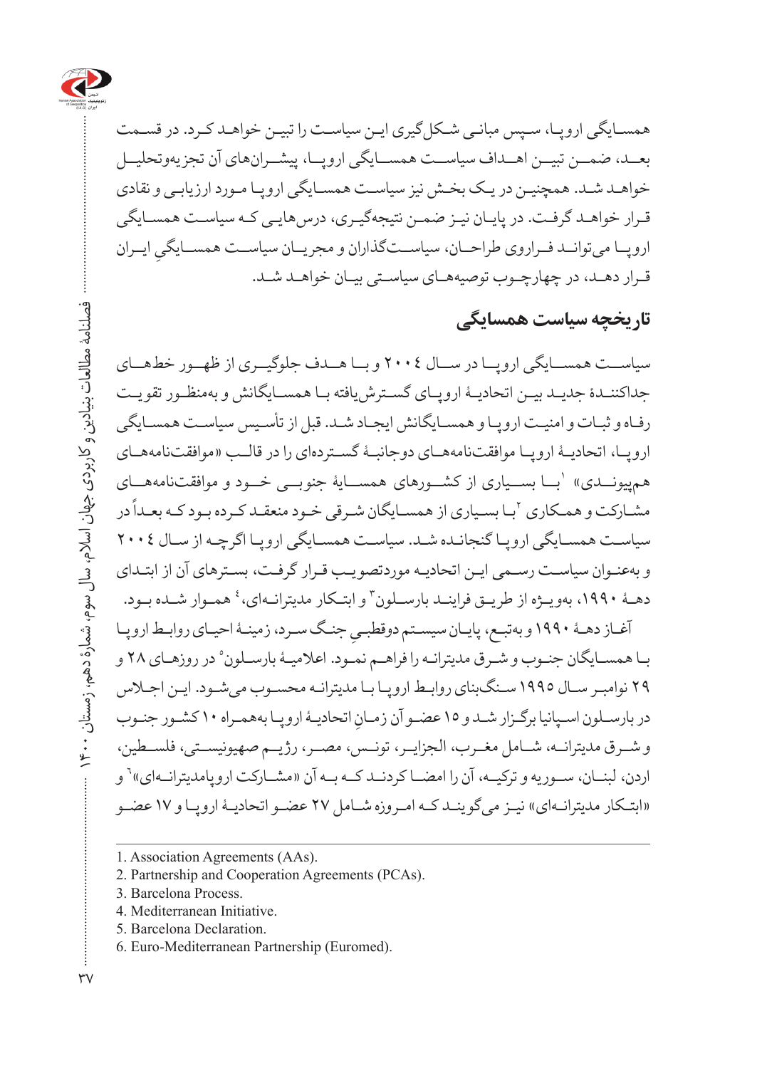همسایگی اروپا، سپس مبانی شکل‌گیری این سیاست را تبیین خواهد کرد. در قسمت بعد، ضمن تبیین اهداف سیاست همسایگی اروپا، پیشران‌های آن تجزیه‌وتحلیل خواهد شد. همچنین در یک بخش نیز سیاست همسایگی اروپا مورد ارزیابی و نقادی قرار خواهد گرفت. در پایان نیز ضمن نتیجه‌گیری، درس‌هایی که سیاست همسایگی اروپا می‌تواند فراروی طراحان، سیاست‌گذاران و مجریان سیاست همسایگیِ ایران قرار دهد، در چهارچوب توصیه‌های سیاستی بیان خواهد شد.

## تاریخچه سیاست همسایگی

سیاست همسایگی اروپا در سال ۲۰۰۴ و با هدف جلوگیری از ظهور خط‌های جداکنندهٔ جدید بین اتحادیهٔ اروپای گسترش‌یافته با همسایگانش و به‌منظور تقویت رفاه و ثبات و امنیت اروپا و همسایگانش ایجاد شد. قبل از تأسیس سیاست همسایگی اروپا، اتحادیهٔ اروپا موافقت‌نامه‌های دوجانبهٔ گسترده‌ای را در قالب «موافقت‌نامه‌های هم‌پیوندی»[1] با بسیاری از کشورهای همسایهٔ جنوبی خود و موافقت‌نامه‌های مشارکت و همکاری[2] با بسیاری از همسایگان شرقی خود منعقد کرده بود که بعداً در سیاست همسایگی اروپا گنجانده شد. سیاست همسایگی اروپا اگرچه از سال ۲۰۰۴ و به‌عنوان سیاست رسمی این اتحادیه موردتصویب قرار گرفت، بسترهای آن از ابتدای دههٔ ۱۹۹۰، به‌ویژه از طریق فرایند بارسلون[3] و ابتکار مدیترانه‌ای،[4] هموار شده بود.

آغاز دههٔ ۱۹۹۰ و به‌تبع، پایان سیستم دوقطبیِ جنگ سرد، زمینهٔ احیای روابط اروپا با همسایگان جنوب و شرق مدیترانه را فراهم نمود. اعلامیهٔ بارسلون[5] در روزهای ۲۸ و ۲۹ نوامبر سال ۱۹۹۵ سنگ‌بنای روابط اروپا با مدیترانه محسوب می‌شود. این اجلاس در بارسلون اسپانیا برگزار شد و ۱۵ عضو آن زمانِ اتحادیهٔ اروپا به‌همراه ۱۰ کشور جنوب و شرق مدیترانه، شامل مغرب، الجزایر، تونس، مصر، رژیم صهیونیستی، فلسطین، اردن، لبنان، سوریه و ترکیه، آن را امضا کردند که به آن «مشارکت اروپامدیترانه‌ای»[6] و «ابتکار مدیترانه‌ای» نیز می‌گویند که امروزه شامل ۲۷ عضو اتحادیهٔ اروپا و ۱۷ عضو

---

1. Association Agreements (AAs).
2. Partnership and Cooperation Agreements (PCAs).
3. Barcelona Process.
4. Mediterranean Initiative.
5. Barcelona Declaration.
6. Euro-Mediterranean Partnership (Euromed).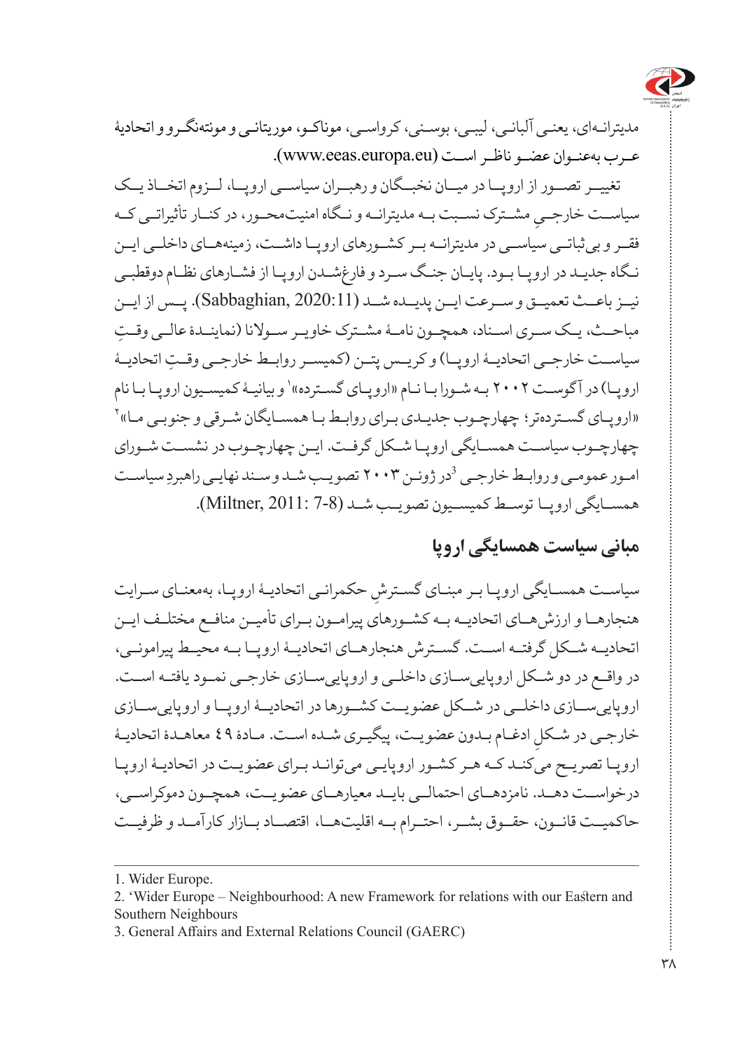مدیترانه‌ای، یعنی آلبانی، لیبی، بوسنی، کرواسی، موناکو، موریتانی و مونته‌نگرو و اتحادیهٔ عرب به‌عنوان عضو ناظر است (www.eeas.europa.eu).

تغییر تصور از اروپا در میان نخبگان و رهبران سیاسی اروپا، لزوم اتخاذ یک سیاست خارجیِ مشترک نسبت به مدیترانه و نگاه امنیت‌محور، در کنار تأثیراتی که فقر و بی‌ثباتی سیاسی در مدیترانه بر کشورهای اروپا داشت، زمینه‌های داخلی این نگاه جدید در اروپا بود. پایان جنگ سرد و فارغ‌شدن اروپا از فشارهای نظام دوقطبی نیز باعث تعمیق و سرعت این پدیده شد (Sabbaghian, 2020:11). پس از این مباحث، یک سری اسناد، همچون نامهٔ مشترک خاویر سولانا (نمایندهٔ عالی وقتِ سیاست خارجی اتحادیهٔ اروپا) و کریس پتن (کمیسر روابط خارجی وقتِ اتحادیهٔ اروپا) در آگوست ۲۰۰۲ به شورا با نام «اروپای گسترده»[1] و بیانیهٔ کمیسیون اروپا با نام «اروپای گسترده‌تر؛ چهارچوب جدیدی برای روابط با همسایگان شرقی و جنوبی ما»[2] چهارچوب سیاست همسایگی اروپا شکل گرفت. این چهارچوب در نشست شورای امور عمومی و روابط خارجی[3] در ژوئن ۲۰۰۳ تصویب شد و سند نهایی راهبردِ سیاست همسایگی اروپا توسط کمیسیون تصویب شد (Miltner, 2011: 7-8).

## مبانی سیاست همسایگی اروپا

سیاست همسایگی اروپا بر مبنای گسترشِ حکمرانی اتحادیهٔ اروپا، به‌معنای سرایت هنجارها و ارزش‌های اتحادیه به کشورهای پیرامون برای تأمین منافع مختلف این اتحادیه شکل گرفته است. گسترش هنجارهای اتحادیهٔ اروپا به محیط پیرامونی، در واقع در دو شکل اروپایی‌سازی داخلی و اروپایی‌سازی خارجی نمود یافته است. اروپایی‌سازی داخلی در شکل عضویت کشورها در اتحادیهٔ اروپا و اروپایی‌سازی خارجی در شکلِ ادغام بدون عضویت، پیگیری شده است. مادهٔ ٤٩ معاهدهٔ اتحادیهٔ اروپا تصریح می‌کند که هر کشور اروپایی می‌تواند برای عضویت در اتحادیهٔ اروپا درخواست دهد. نامزدهای احتمالی باید معیارهای عضویت، همچون دموکراسی، حاکمیت قانون، حقوق بشر، احترام به اقلیت‌ها، اقتصاد بازار کارآمد و ظرفیت

---

1. Wider Europe.
2. 'Wider Europe – Neighbourhood: A new Framework for relations with our Eastern and Southern Neighbours
3. General Affairs and External Relations Council (GAERC)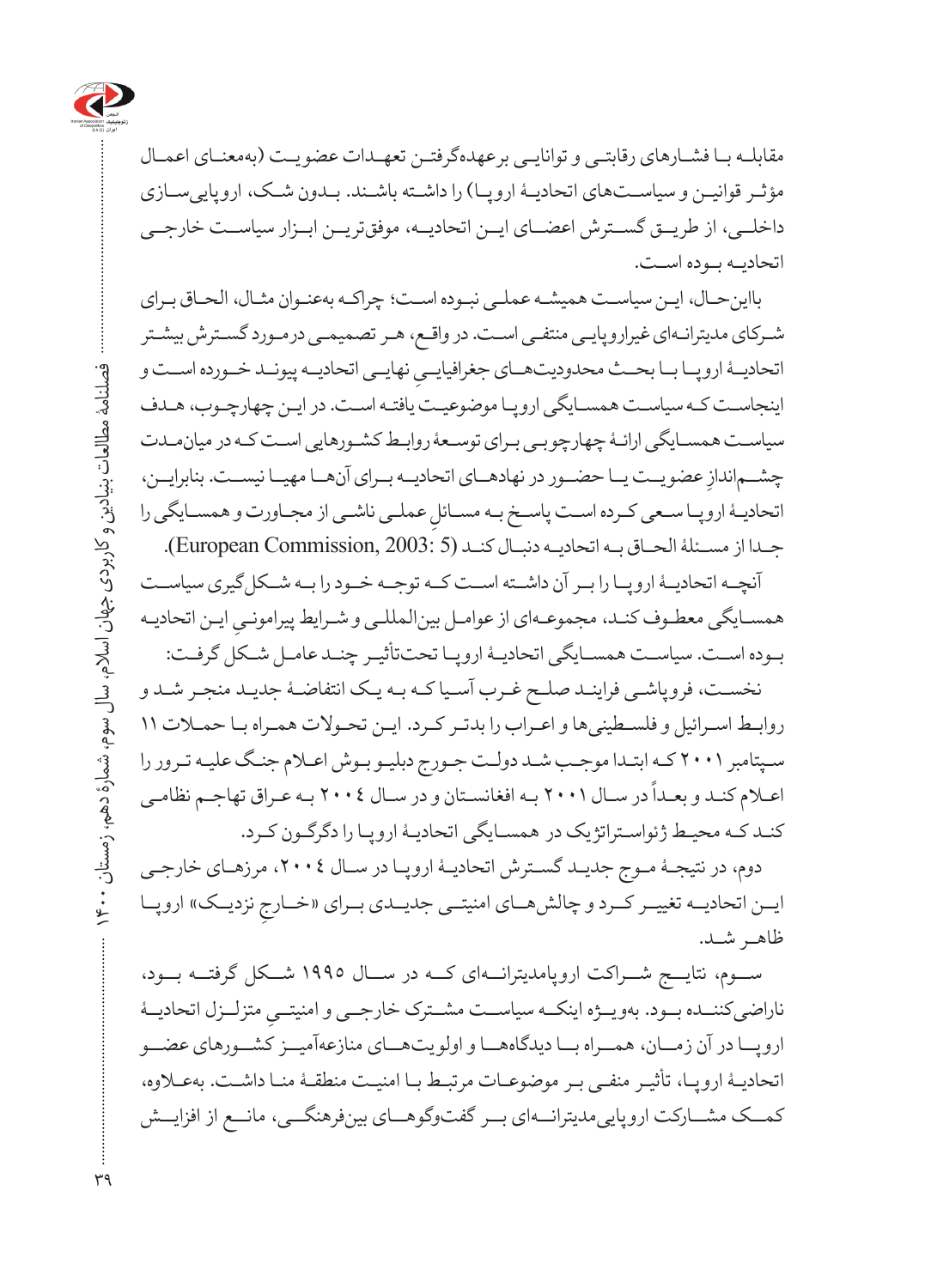مقابله بـا فشـارهای رقابتـی و توانایـی برعهده‌گرفتـن تعهـدات عضویـت (به‌معنـای اعمـال مؤثـر قوانیـن و سیاسـت‌های اتحادیـهٔ اروپـا) را داشـته باشـند. بـدون شـک، اروپایی‌سـازی داخلـی، از طریـق گسـترش اعضـای ایـن اتحادیـه، موفق‌تریـن ابـزار سیاسـت خارجـی اتحادیـه بـوده اسـت.

بااین‌حـال، ایـن سیاسـت همیشـه عملـی نبـوده اسـت؛ چراکـه به‌عنـوان مثـال، الحـاق بـرای شـرکای مدیترانـه‌ای غیراروپایـی منتفـی اسـت. در واقـع، هـر تصمیمـی درمـورد گسـترش بیشـتر اتحادیـهٔ اروپـا بـا بحـث محدودیت‌هـای جغرافیایـیِ نهایـی اتحادیـه پیونـد خـورده اسـت و اینجاسـت کـه سیاسـت همسـایگی اروپـا موضوعیـت یافتـه اسـت. در ایـن چهارچـوب، هـدف سیاسـت همسـایگی ارائـهٔ چهارچوبـی بـرای توسـعهٔ روابـط کشـورهایی اسـت کـه در میان‌مـدت چشـم‌اندازِ عضویـت یـا حضـور در نهادهـای اتحادیـه بـرای آن‌هـا مهیـا نیسـت. بنابرایـن، اتحادیـهٔ اروپـا سـعی کـرده اسـت پاسـخ بـه مسـائلِ عملـی ناشـی از مجـاورت و همسـایگی را جـدا از مسـئلهٔ الحـاق بـه اتحادیـه دنبـال کنـد (European Commission, 2003: 5).

آنچـه اتحادیـهٔ اروپـا را بـر آن داشـته اسـت کـه توجـه خـود را بـه شـکل‌گیری سیاسـت همسـایگی معطـوف کنـد، مجموعـه‌ای از عوامـل بین‌المللـی و شـرایط پیرامونـیِ ایـن اتحادیـه بـوده اسـت. سیاسـت همسـایگی اتحادیـهٔ اروپـا تحت‌تأثیـر چنـد عامـل شـکل گرفـت:

نخسـت، فروپاشـی فراینـد صلـح غـرب آسـیا کـه بـه یـک انتفاضـهٔ جدیـد منجـر شـد و روابـط اسـرائیل و فلسـطینی‌ها و اعـراب را بدتـر کـرد. ایـن تحـولات همـراه بـا حمـلات ۱۱ سـپتامبر ۲۰۰۱ کـه ابتـدا موجـب شـد دولـت جـورج دبلیـو بـوش اعـلام جنـگ علیـه تـرور را اعـلام کنـد و بعـداً در سـال ۲۰۰۱ بـه افغانسـتان و در سـال ۲۰۰٤ بـه عـراق تهاجـم نظامـی کنـد کـه محیـط ژئواسـتراتژیک در همسـایگی اتحادیـهٔ اروپـا را دگرگـون کـرد.

دوم، در نتیجـهٔ مـوج جدیـد گسـترش اتحادیـهٔ اروپـا در سـال ۲۰۰٤، مرزهـای خارجـی ایـن اتحادیـه تغییـر کـرد و چالش‌هـای امنیتـی جدیـدی بـرای «خـارجِ نزدیـک» اروپـا ظاهـر شـد.

سـوم، نتایـج شـراکت اروپامدیترانـه‌ای کـه در سـال ۱۹۹۵ شـکل گرفتـه بـود، ناراضی‌کننـده بـود. به‌ویـژه اینکـه سیاسـت مشـترک خارجـی و امنیتـیِ متزلـزل اتحادیـهٔ اروپـا در آن زمـان، همـراه بـا دیدگاه‌هـا و اولویت‌هـای منازعه‌آمیـز کشـورهای عضـو اتحادیـهٔ اروپـا، تأثیـر منفـی بـر موضوعـات مرتبـط بـا امنیـت منطقـهٔ منـا داشـت. به‌عـلاوه، کمـک مشـارکت اروپایی‌مدیترانـه‌ای بـر گفت‌وگوهـای بین‌فرهنگـی، مانـع از افزایـش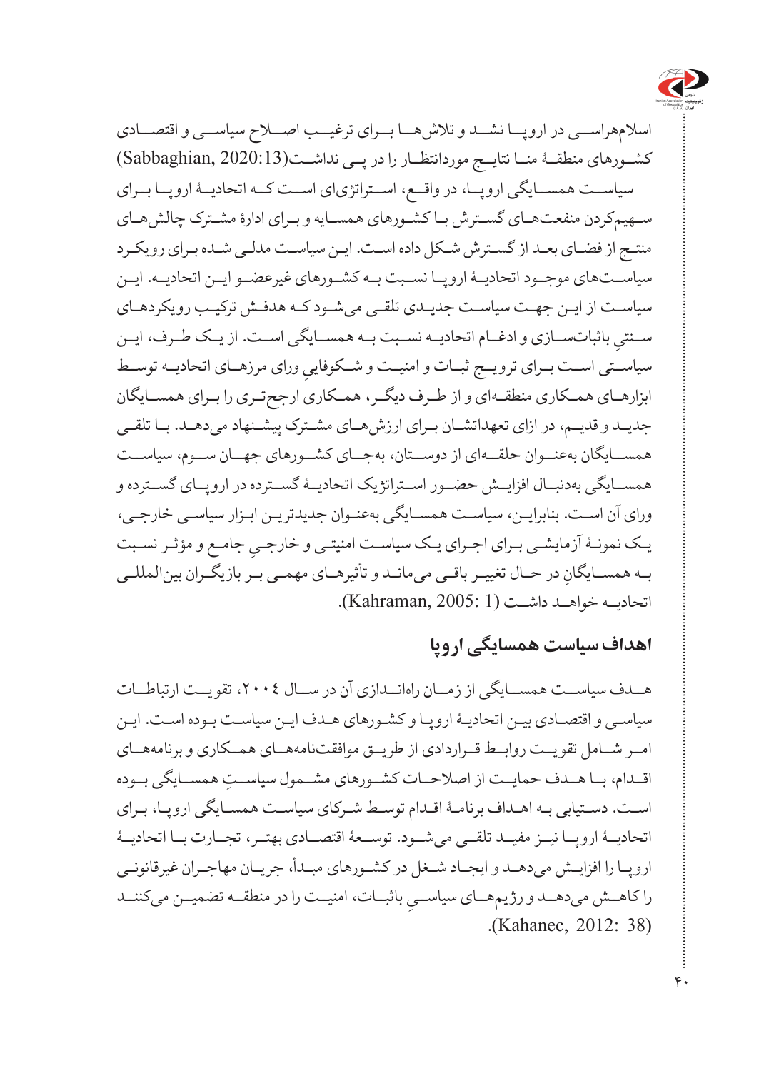اسلام‌هراسی در اروپا نشد و تلاش‌ها برای ترغیب اصلاح سیاسی و اقتصادی کشورهای منطقهٔ منا نتایج موردانتظار را در پی نداشت(Sabbaghian, 2020:13)

سیاست همسایگی اروپا، در واقع، استراتژی‌ای است که اتحادیهٔ اروپا برای سهیم‌کردن منفعت‌های گسترش با کشورهای همسایه و برای ادارهٔ مشترک چالش‌های منتج از فضای بعد از گسترش شکل داده است. این سیاست مدلی شده برای رویکرد سیاست‌های موجود اتحادیهٔ اروپا نسبت به کشورهای غیرعضو این اتحادیه. این سیاست از این جهت سیاست جدیدی تلقی می‌شود که هدفش ترکیب رویکردهای سنتیِ باثبات‌سازی و ادغام اتحادیه نسبت به همسایگی است. از یک طرف، این سیاستی است برای ترویج ثبات و امنیت و شکوفاییِ ورای مرزهای اتحادیه توسط ابزارهای همکاری منطقه‌ای و از طرف دیگر، همکاری ارجح‌تری را برای همسایگان جدید و قدیم، در ازای تعهداتشان برای ارزش‌های مشترک پیشنهاد می‌دهد. با تلقی همسایگان به‌عنوان حلقه‌ای از دوستان، به‌جای کشورهای جهان سوم، سیاست همسایگی به‌دنبال افزایش حضور استراتژیک اتحادیهٔ گسترده در اروپای گسترده و ورای آن است. بنابراین، سیاست همسایگی به‌عنوان جدیدترین ابزار سیاسی خارجی، یک نمونهٔ آزمایشی برای اجرای یک سیاست امنیتی و خارجیِ جامع و مؤثر نسبت به همسایگانِ در حال تغییر باقی می‌ماند و تأثیرهای مهمی بر بازیگران بین‌المللی اتحادیه خواهد داشت (Kahraman, 2005: 1).

## اهداف سیاست همسایگی اروپا

هدف سیاست همسایگی از زمان راه‌اندازی آن در سال ۲۰۰۴، تقویت ارتباطات سیاسی و اقتصادی بین اتحادیهٔ اروپا و کشورهای هدف این سیاست بوده است. این امر شامل تقویت روابط قراردادی از طریق موافقت‌نامه‌های همکاری و برنامه‌های اقدام، با هدف حمایت از اصلاحات کشورهای مشمول سیاستِ همسایگی بوده است. دستیابی به اهداف برنامهٔ اقدام توسط شرکای سیاست همسایگی اروپا، برای اتحادیهٔ اروپا نیز مفید تلقی می‌شود. توسعهٔ اقتصادی بهتر، تجارت با اتحادیهٔ اروپا را افزایش می‌دهد و ایجاد شغل در کشورهای مبدأ، جریان مهاجران غیرقانونی را کاهش می‌دهد و رژیم‌های سیاسیِ باثبات، امنیت را در منطقه تضمین می‌کنند (Kahanec, 2012: 38).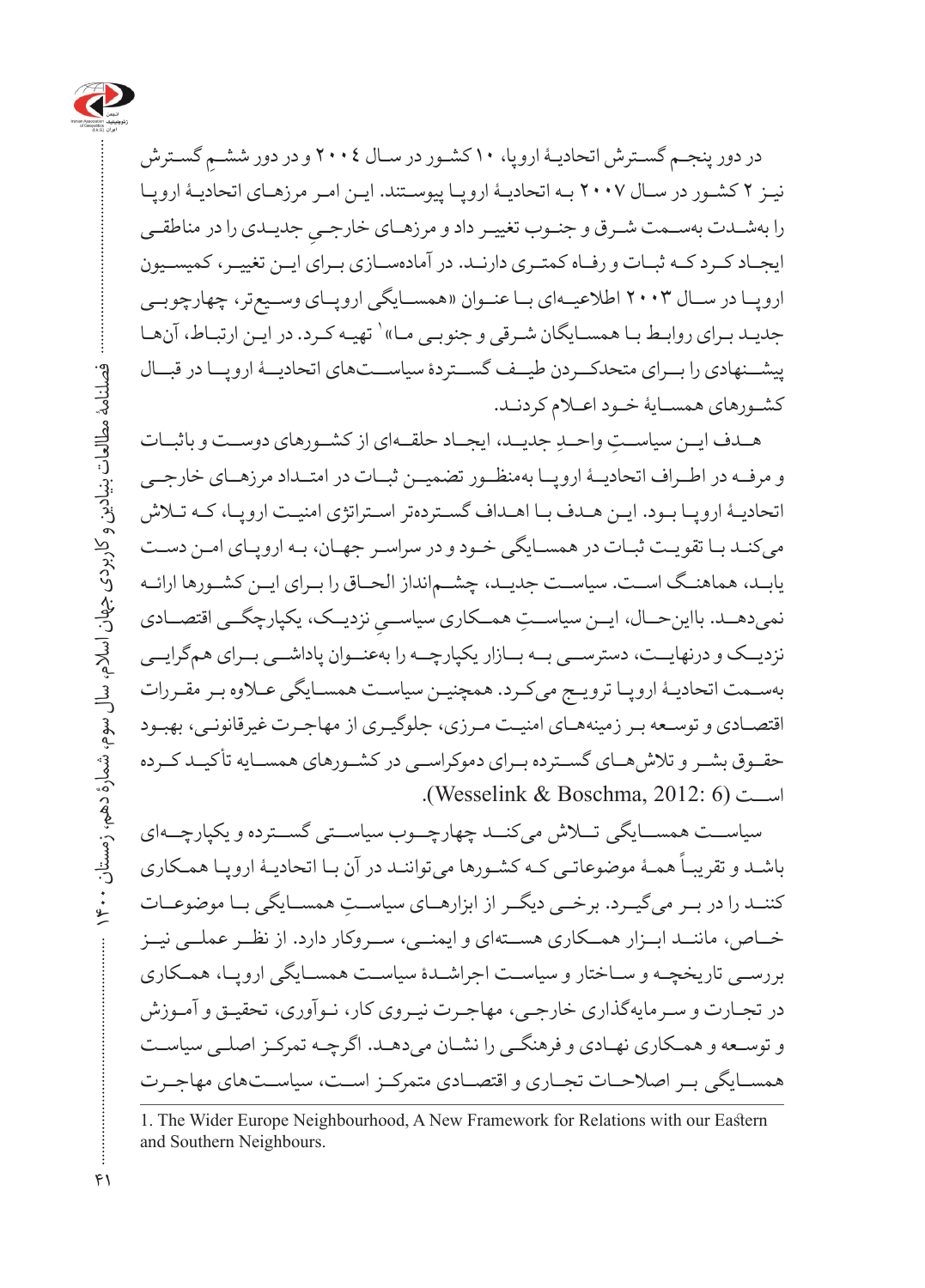در دور پنجم گسترش اتحادیهٔ اروپا، ۱۰ کشور در سال ۲۰۰٤ و در دور ششمِ گسترش نیز ۲ کشور در سال ۲۰۰۷ به اتحادیهٔ اروپا پیوستند. این امر مرزهای اتحادیهٔ اروپا را به‌شدت به‌سمت شرق و جنوب تغییر داد و مرزهای خارجیِ جدیدی را در مناطقی ایجاد کرد که ثبات و رفاه کمتری دارند. در آماده‌سازی برای این تغییر، کمیسیون اروپا در سال ۲۰۰۳ اطلاعیه‌ای با عنوان «همسایگی اروپای وسیع‌تر، چهارچوبی جدید برای روابط با همسایگان شرقی و جنوبی ما»[1] تهیه کرد. در این ارتباط، آن‌ها پیشنهادی را برای متحدکردن طیف گستردهٔ سیاست‌های اتحادیهٔ اروپا در قبال کشورهای همسایهٔ خود اعلام کردند.

هدف این سیاستِ واحدِ جدید، ایجاد حلقه‌ای از کشورهای دوست و باثبات و مرفه در اطراف اتحادیهٔ اروپا به‌منظور تضمین ثبات در امتداد مرزهای خارجی اتحادیهٔ اروپا بود. این هدف با اهداف گسترده‌تر استراتژی امنیت اروپا، که تلاش می‌کند با تقویت ثبات در همسایگی خود و در سراسر جهان، به اروپای امن دست یابد، هماهنگ است. سیاست جدید، چشم‌انداز الحاق را برای این کشورها ارائه نمی‌دهد. بااین‌حال، این سیاستِ همکاری سیاسیِ نزدیک، یکپارچگی اقتصادی نزدیک و درنهایت، دسترسی به بازار یکپارچه را به‌عنوان پاداشی برای هم‌گرایی به‌سمت اتحادیهٔ اروپا ترویج می‌کرد. همچنین سیاست همسایگی علاوه بر مقررات اقتصادی و توسعه بر زمینه‌های امنیت مرزی، جلوگیری از مهاجرت غیرقانونی، بهبود حقوق بشر و تلاش‌های گسترده برای دموکراسی در کشورهای همسایه تأکید کرده است (Wesselink & Boschma, 2012: 6).

سیاست همسایگی تلاش می‌کند چهارچوب سیاستی گسترده و یکپارچه‌ای باشد و تقریباً همهٔ موضوعاتی که کشورها می‌توانند در آن با اتحادیهٔ اروپا همکاری کنند را در بر می‌گیرد. برخی دیگر از ابزارهای سیاستِ همسایگی با موضوعات خاص، مانند ابزار همکاری هسته‌ای و ایمنی، سروکار دارد. از نظر عملی نیز بررسی تاریخچه و ساختار و سیاست اجراشدهٔ سیاست همسایگی اروپا، همکاری در تجارت و سرمایه‌گذاری خارجی، مهاجرت نیروی کار، نوآوری، تحقیق و آموزش و توسعه و همکاری نهادی و فرهنگی را نشان می‌دهد. اگرچه تمرکز اصلی سیاست همسایگی بر اصلاحات تجاری و اقتصادی متمرکز است، سیاست‌های مهاجرت

1. The Wider Europe Neighbourhood, A New Framework for Relations with our Eastern and Southern Neighbours.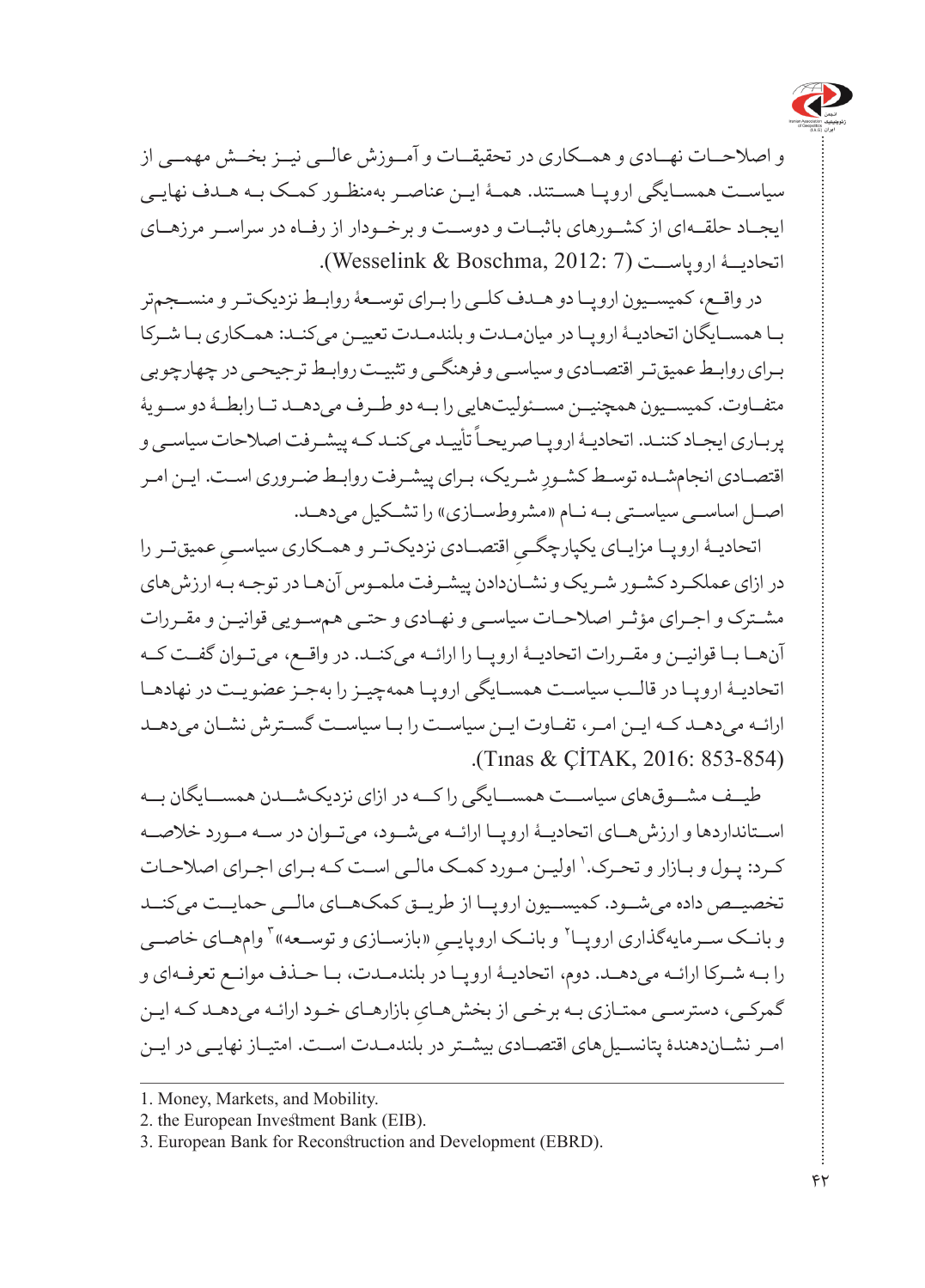و اصلاحات نهادی و همکاری در تحقیقات و آموزش عالی نیز بخش مهمی از سیاست همسایگی اروپا هستند. همهٔ این عناصر به‌منظور کمک به هدف نهایی ایجاد حلقه‌ای از کشورهای باثبات و دوست و برخوردار از رفاه در سراسر مرزهای اتحادیهٔ اروپاست (Wesselink & Boschma, 2012: 7).

در واقع، کمیسیون اروپا دو هدف کلی را برای توسعهٔ روابط نزدیک‌تر و منسجم‌تر با همسایگان اتحادیهٔ اروپا در میان‌مدت و بلندمدت تعیین می‌کند: همکاری با شرکا برای روابط عمیق‌تر اقتصادی و سیاسی و فرهنگی و تثبیت روابط ترجیحی در چهارچوبی متفاوت. کمیسیون همچنین مسئولیت‌هایی را به دو طرف می‌دهد تا رابطهٔ دو سویهٔ پرباری ایجاد کنند. اتحادیهٔ اروپا صریحاً تأیید می‌کند که پیشرفت اصلاحات سیاسی و اقتصادی انجام‌شده توسط کشورِ شریک، برای پیشرفت روابط ضروری است. این امر اصل اساسی سیاستی به نام «مشروط‌سازی» را تشکیل می‌دهد.

اتحادیهٔ اروپا مزایای یکپارچگیِ اقتصادی نزدیک‌تر و همکاری سیاسیِ عمیق‌تر را در ازای عملکرد کشور شریک و نشان‌دادن پیشرفت ملموس آن‌ها در توجه به ارزش‌های مشترک و اجرای مؤثر اصلاحات سیاسی و نهادی و حتی هم‌سویی قوانین و مقررات آن‌ها با قوانین و مقررات اتحادیهٔ اروپا را ارائه می‌کند. در واقع، می‌توان گفت که اتحادیهٔ اروپا در قالب سیاست همسایگی اروپا همه‌چیز را به‌جز عضویت در نهادها ارائه می‌دهد که این امر، تفاوت این سیاست را با سیاست گسترش نشان می‌دهد (Tınas & ÇİTAK, 2016: 853-854).

طیف مشوق‌های سیاست همسایگی را که در ازای نزدیک‌شدن همسایگان به استانداردها و ارزش‌های اتحادیهٔ اروپا ارائه می‌شود، می‌توان در سه مورد خلاصه کرد: پول و بازار و تحرک.[1] اولین مورد کمک مالی است که برای اجرای اصلاحات تخصیص داده می‌شود. کمیسیون اروپا از طریق کمک‌های مالی حمایت می‌کند و بانک سرمایه‌گذاری اروپا[2] و بانک اروپاییِ «بازسازی و توسعه»[3] وام‌های خاصی را به شرکا ارائه می‌دهند. دوم، اتحادیهٔ اروپا در بلندمدت، با حذف موانع تعرفه‌ای و گمرکی، دسترسی ممتازی به برخی از بخش‌هایِ بازارهای خود ارائه می‌دهد که این امر نشان‌دهندهٔ پتانسیل‌های اقتصادی بیشتر در بلندمدت است. امتیاز نهایی در این

---

1. Money, Markets, and Mobility.
2. the European Investment Bank (EIB).
3. European Bank for Reconstruction and Development (EBRD).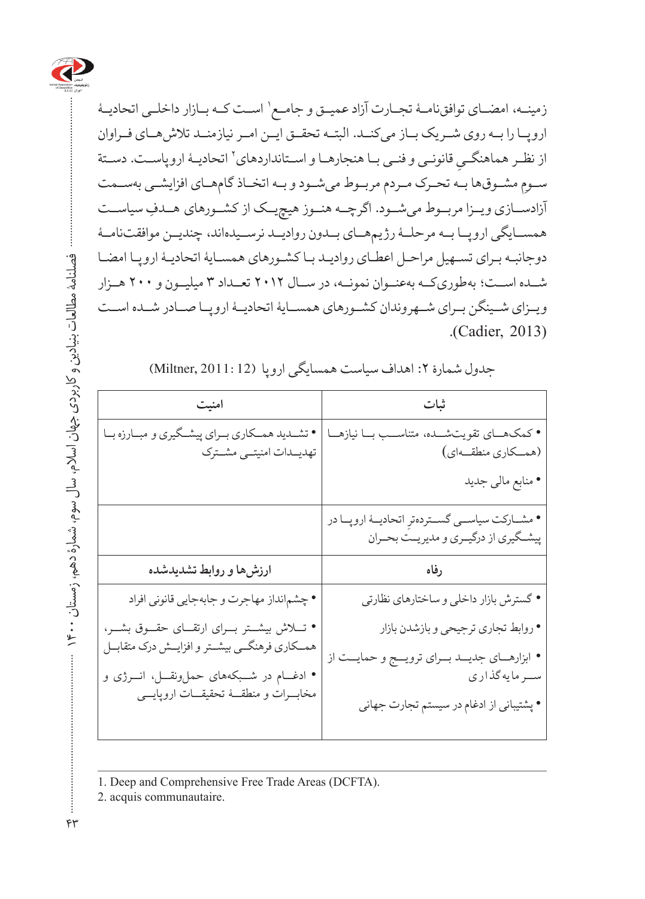زمینه، امضای توافق‌نامۀ تجارت آزاد عمیق و جامع[1] است که بازار داخلی اتحادیۀ اروپا را به روی شریک باز می‌کند. البته تحقق این امر نیازمند تلاش‌های فراوان از نظر هماهنگیِ قانونی و فنی با هنجارها و استانداردهای[2] اتحادیۀ اروپاست. دستۀ سومِ مشوق‌ها به تحرک مردم مربوط می‌شود و به اتخاذ گام‌های افزایشی به‌سمت آزادسازی ویزا مربوط می‌شود. اگرچه هنوز هیچ‌یک از کشورهای هدفِ سیاست همسایگی اروپا به مرحلۀ رژیم‌های بدون روادید نرسیده‌اند، چندین موافقت‌نامۀ دوجانبه برای تسهیل مراحل اعطای روادید با کشورهای همسایۀ اتحادیۀ اروپا امضا شده است؛ به‌طوری‌که به‌عنوان نمونه، در سال ۲۰۱۲ تعداد ۳ میلیون و ۲۰۰ هزار ویزای شینگن برای شهروندان کشورهای همسایۀ اتحادیۀ اروپا صادر شده است (Cadier, 2013).

جدول شمارۀ ۲: اهداف سیاست همسایگی اروپا (Miltner, 2011: 12)

| ثبات | امنیت |
|---|---|
| • کمک‌های تقویت‌شده، متناسب با نیازها (همکاری منطقه‌ای)<br>• منابع مالی جدید | • تشدید همکاری برای پیشگیری و مبارزه با تهدیدات امنیتی مشترک |
| • مشارکت سیاسی گسترده‌تر اتحادیۀ اروپا در پیشگیری از درگیری و مدیریت بحران | |
| **رفاه** | **ارزش‌ها و روابط تشدیدشده** |
| • گسترش بازار داخلی و ساختارهای نظارتی<br>• روابط تجاری ترجیحی و بازشدن بازار<br>• ابزارهای جدید برای ترویج و حمایت از سرمایه‌گذاری<br>• پشتیبانی از ادغام در سیستم تجارت جهانی | • چشم‌انداز مهاجرت و جابه‌جایی قانونی افراد<br>• تلاش بیشتر برای ارتقای حقوق بشر، همکاری فرهنگی بیشتر و افزایش درک متقابل<br>• ادغام در شبکه‌های حمل‌ونقل، انرژی و مخابرات و منطقۀ تحقیقات اروپایی |

1. Deep and Comprehensive Free Trade Areas (DCFTA).
2. acquis communautaire.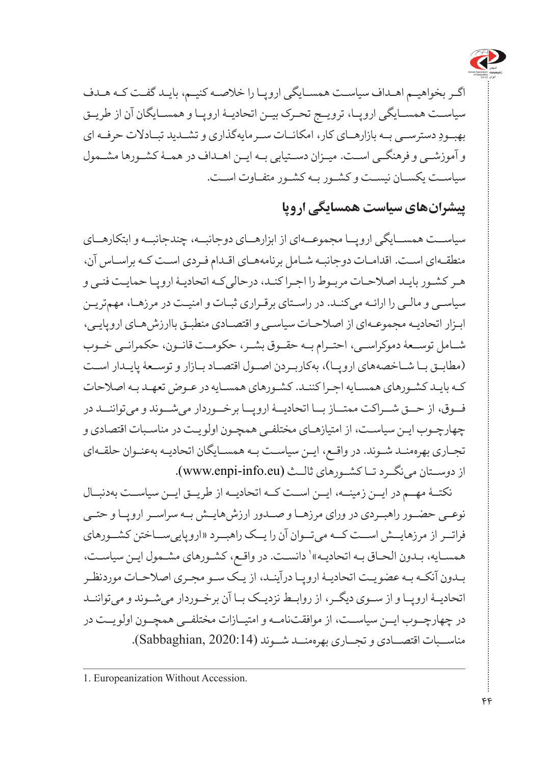اگر بخواهیم اهداف سیاست همسایگی اروپا را خلاصه کنیم، باید گفت که هدف سیاست همسایگی اروپا، ترویج تحرک بین اتحادیهٔ اروپا و همسایگان آن از طریق بهبودِ دسترسی به بازارهای کار، امکانات سرمایه‌گذاری و تشدید تبادلات حرفه ای و آموزشی و فرهنگی است. میزان دستیابی به این اهداف در همهٔ کشورها مشمول سیاست یکسان نیست و کشور به کشور متفاوت است.

## پیشران‌های سیاست همسایگی اروپا

سیاست همسایگی اروپا مجموعه‌ای از ابزارهای دوجانبه، چندجانبه و ابتکارهای منطقه‌ای است. اقدامات دوجانبه شامل برنامه‌های اقدام فردی است که براساس آن، هر کشور باید اصلاحات مربوط را اجرا کند، درحالی‌که اتحادیهٔ اروپا حمایت فنی و سیاسی و مالی را ارائه می‌کند. در راستای برقراری ثبات و امنیت در مرزها، مهم‌ترین ابزار اتحادیه مجموعه‌ای از اصلاحات سیاسی و اقتصادی منطبق باارزش‌های اروپایی، شامل توسعهٔ دموکراسی، احترام به حقوق بشر، حکومت قانون، حکمرانی خوب (مطابق با شاخص‌های اروپا)، به‌کاربردن اصول اقتصاد بازار و توسعهٔ پایدار است که باید کشورهای همسایه اجرا کنند. کشورهای همسایه در عوض تعهد به اصلاحات فوق، از حق شراکت ممتاز با اتحادیهٔ اروپا برخوردار می‌شوند و می‌توانند در چهارچوب این سیاست، از امتیازهای مختلفی همچون اولویت در مناسبات اقتصادی و تجاری بهره‌مند شوند. در واقع، این سیاست به همسایگان اتحادیه به‌عنوان حلقه‌ای از دوستان می‌نگرد تا کشورهای ثالث (www.enpi-info.eu).

نکتهٔ مهم در این زمینه، این است که اتحادیه از طریق این سیاست به‌دنبال نوعی حضور راهبردی در ورای مرزها و صدور ارزش‌هایش به سراسر اروپا و حتی فراتر از مرزهایش است که می‌توان آن را یک راهبرد «اروپایی‌ساختن کشورهای همسایه، بدون الحاق به اتحادیه»[1] دانست. در واقع، کشورهای مشمول این سیاست، بدون آنکه به عضویت اتحادیهٔ اروپا درآیند، از یک سو مجری اصلاحات موردنظر اتحادیهٔ اروپا و از سوی دیگر، از روابط نزدیک با آن برخوردار می‌شوند و می‌توانند در چهارچوب این سیاست، از موافقت‌نامه و امتیازات مختلفی همچون اولویت در مناسبات اقتصادی و تجاری بهره‌مند شوند (Sabbaghian, 2020:14).

---

1. Europeanization Without Accession.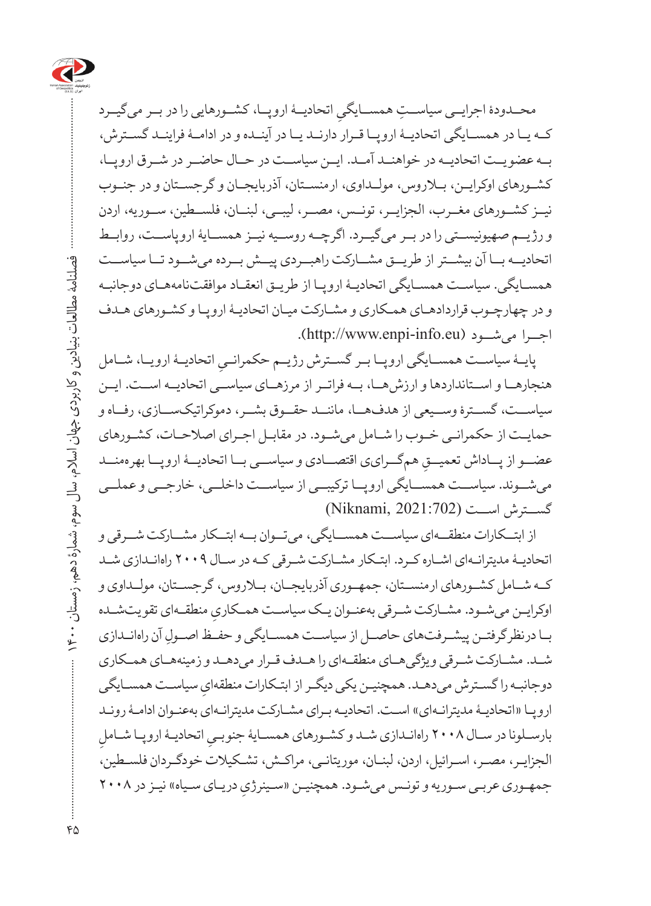محـدودۀ اجرایـی سیاسـتِ همسـایگیِ اتحادیـۀ اروپـا، کشـورهایی را در بـر می‌گیـرد کـه یـا در همسـایگی اتحادیـۀ اروپـا قـرار دارنـد یـا در آینـده و در ادامـۀ فراینـد گسـترش، بـه عضویـت اتحادیـه در خواهنـد آمـد. ایـن سیاسـت در حـال حاضـر در شـرق اروپـا، کشـورهای اوکرایـن، بـلاروس، مولـداوی، ارمنسـتان، آذربایجـان و گرجسـتان و در جنـوب نیـز کشـورهای مغـرب، الجزایـر، تونـس، مصـر، لیبـی، لبنـان، فلسـطین، سـوریه، اردن و رژیـم صهیونیسـتی را در بـر می‌گیـرد. اگرچـه روسـیه نیـز همسـایۀ اروپاسـت، روابـط اتحادیـه بـا آن بیشـتر از طریـق مشـارکت راهبـردی پیـش بـرده می‌شـود تـا سیاسـت همسـایگی. سیاسـت همسـایگی اتحادیـۀ اروپـا از طریـق انعقـاد موافقت‌نامه‌هـای دوجانبـه و در چهارچـوب قراردادهـای همـکاری و مشـارکت میـان اتحادیـۀ اروپـا و کشـورهای هـدف اجـرا می‌شـود (http://www.enpi-info.eu).

پایـۀ سیاسـت همسـایگی اروپـا بـر گسـترش رژیـم حکمرانـیِ اتحادیـۀ اروپـا، شـامل هنجارهـا و اسـتانداردها و ارزش‌هـا، بـه فراتـر از مرزهـای سیاسـی اتحادیـه اسـت. ایـن سیاسـت، گسـترۀ وسـیعی از هدف‌هـا، ماننـد حقـوق بشـر، دموکراتیک‌سـازی، رفـاه و حمایـت از حکمرانـی خـوب را شـامل می‌شـود. در مقابـل اجـرای اصلاحـات، کشـورهای عضـو از پـاداش تعمیـقِ هم‌گـرایِ اقتصـادی و سیاسـی بـا اتحادیـۀ اروپـا بهره‌منـد می‌شـوند. سیاسـت همسـایگی اروپـا ترکیبـی از سیاسـت داخلـی، خارجـی و عملـی گسـترش اسـت (Niknami, 2021:702).

از ابتـکارات منطقـه‌ای سیاسـت همسـایگی، می‌تـوان بـه ابتـکار مشـارکت شـرقی و اتحادیـۀ مدیترانـه‌ای اشـاره کـرد. ابتـکار مشـارکت شـرقی کـه در سـال ۲۰۰۹ راه‌انـدازی شـد کـه شـامل کشـورهای ارمنسـتان، جمهـوری آذربایجـان، بـلاروس، گرجسـتان، مولـداوی و اوکرایـن می‌شـود. مشـارکت شـرقی به‌عنـوان یـک سیاسـت همـکاریِ منطقـه‌ای تقویت‌شـده بـا درنظرگرفتـن پیشـرفت‌های حاصـل از سیاسـت همسـایگی و حفـظ اصـولِ آن راه‌انـدازی شـد. مشـارکت شـرقی ویژگی‌هـای منطقـه‌ای را هـدف قـرار می‌دهـد و زمینه‌هـای همـکاری دوجانبـه را گسـترش می‌دهـد. همچنیـن یکی دیگـر از ابتـکارات منطقه‌ایِ سیاسـت همسـایگی اروپـا «اتحادیـۀ مدیترانـه‌ای» اسـت. اتحادیـه بـرای مشـارکت مدیترانـه‌ای به‌عنـوان ادامـۀ رونـد بارسـلونا در سـال ۲۰۰۸ راه‌انـدازی شـد و کشـورهای همسـایۀ جنوبـیِ اتحادیـۀ اروپـا شـاملِ الجزایـر، مصـر، اسـرائیل، اردن، لبنـان، موریتانـی، مراکـش، تشـکیلات خودگـردان فلسـطین، جمهـوری عربـی سـوریه و تونـس می‌شـود. همچنیـن «سـینرژیِ دریـای سـیاه» نیـز در ۲۰۰۸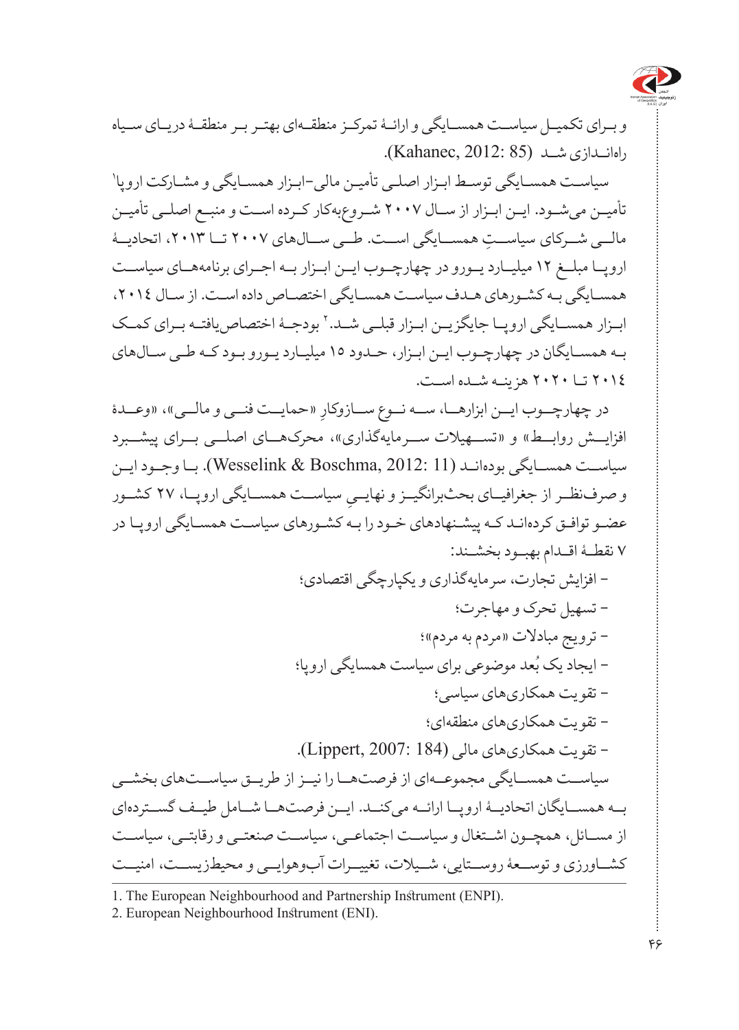و بـرای تکمیـل سیاسـت همسـایگی و ارائـهٔ تمرکـز منطقـه‌ای بهتـر بـر منطقـهٔ دریـای سـیاه راه‌انـدازی شـد (Kahanec, 2012: 85).

سیاسـت همسـایگی توسـط ابـزار اصلـی تأمیـن مالی-ابـزار همسـایگی و مشـارکت اروپا[1] تأمیـن می‌شـود. ایـن ابـزار از سـال ۲۰۰۷ شـروع‌به‌کار کـرده اسـت و منبـع اصلـی تأمیـن مالـی شـرکای سیاسـتِ همسـایگی اسـت. طـی سـال‌های ۲۰۰۷ تـا ۲۰۱۳، اتحادیـهٔ اروپـا مبلـغ ۱۲ میلیـارد یـورو در چهارچـوب ایـن ابـزار بـه اجـرای برنامه‌هـای سیاسـت همسـایگی بـه کشـورهای هـدف سیاسـت همسـایگی اختصـاص داده اسـت. از سـال ۲۰۱۴، ابـزار همسـایگی اروپـا جایگزیـن ابـزار قبلـی شـد.[2] بودجـهٔ اختصاص‌یافتـه بـرای کمـک بـه همسـایگان در چهارچـوب ایـن ابـزار، حـدود ۱۵ میلیـارد یـورو بـود کـه طـی سـال‌های ۲۰۱۴ تـا ۲۰۲۰ هزینـه شـده اسـت.

در چهارچـوب ایـن ابزارهـا، سـه نـوع سـازوکارِ «حمایـت فنـی و مالـی»، «وعـدهٔ افزایـش روابـط» و «تسـهیلات سـرمایه‌گذاری»، محرک‌هـای اصلـی بـرای پیشـبرد سیاسـت همسـایگی بوده‌انـد (Wesselink & Boschma, 2012: 11). بـا وجـود ایـن و صرف‌نظـر از جغرافیـای بحث‌برانگیـز و نهایـیِ سیاسـت همسـایگی اروپـا، ۲۷ کشـور عضـو توافـق کرده‌انـد کـه پیشـنهادهای خـود را بـه کشـورهای سیاسـت همسـایگی اروپـا در ۷ نقطـهٔ اقـدام بهبـود بخشـند:

- افزایش تجارت، سرمایه‌گذاری و یکپارچگی اقتصادی؛
- تسهیل تحرک و مهاجرت؛
- ترویج مبادلات «مردم به مردم»؛
- ایجاد یک بُعد موضوعی برای سیاست همسایگی اروپا؛
- تقویت همکاری‌های سیاسی؛
- تقویت همکاری‌های منطقه‌ای؛
- تقویت همکاری‌های مالی (Lippert, 2007: 184).

سیاسـت همسـایگی مجموعـه‌ای از فرصت‌هـا را نیـز از طریـق سیاسـت‌های بخشـی بـه همسـایگان اتحادیـهٔ اروپـا ارائـه می‌کنـد. ایـن فرصت‌هـا شـامل طیـف گسـترده‌ای از مسـائل، همچـون اشـتغال و سیاسـت اجتماعـی، سیاسـت صنعتـی و رقابتـی، سیاسـت کشـاورزی و توسـعهٔ روسـتایی، شـیلات، تغییـرات آب‌وهوایـی و محیط‌زیسـت، امنیـت

---

1. The European Neighbourhood and Partnership Instrument (ENPI).
2. European Neighbourhood Instrument (ENI).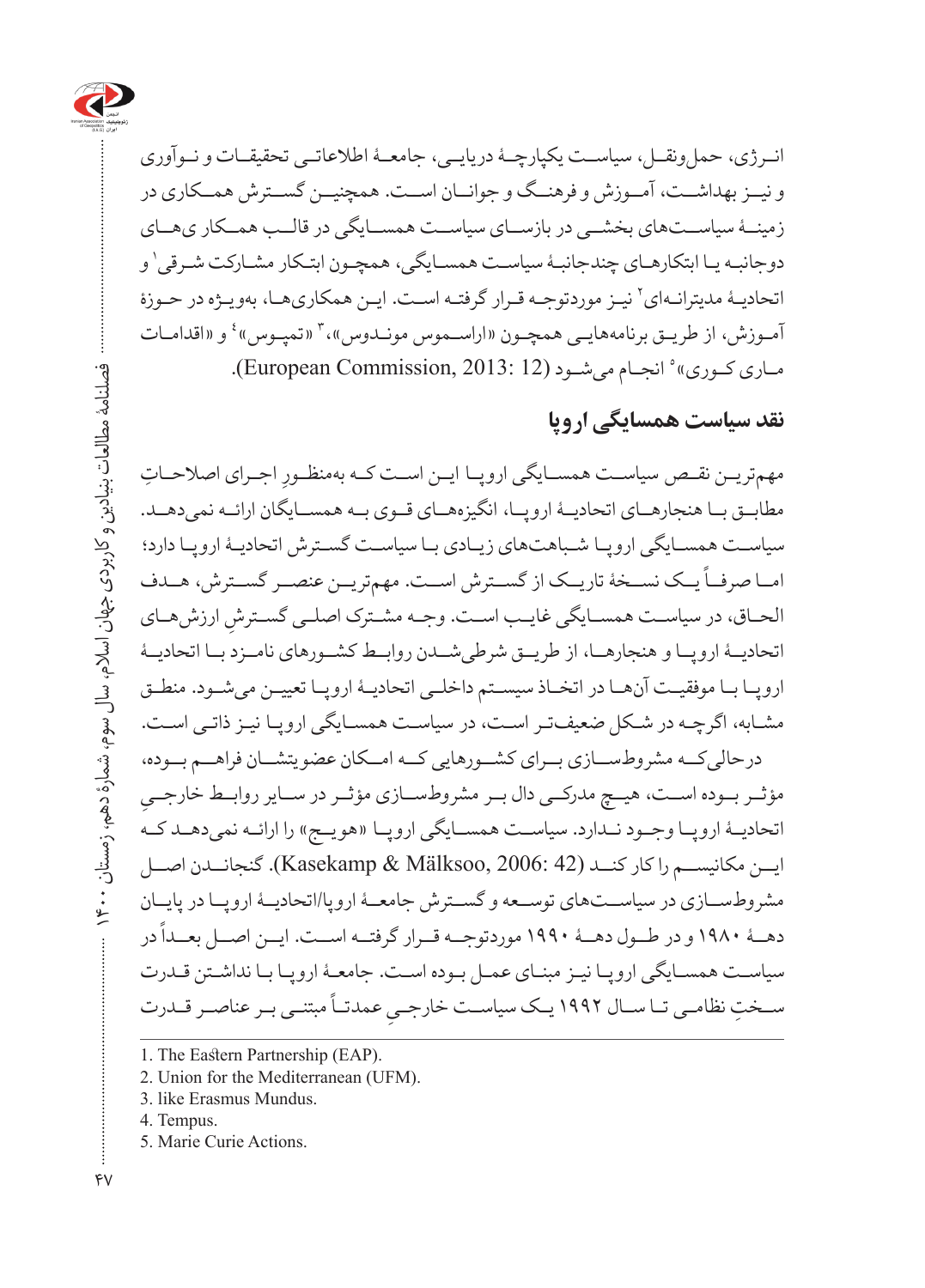انرژی، حمل‌ونقل، سیاست یکپارچهٔ دریایی، جامعهٔ اطلاعاتی تحقیقات و نوآوری و نیز بهداشت، آموزش و فرهنگ و جوانان است. همچنین گسترش همکاری در زمینهٔ سیاست‌های بخشی در بازسای سیاست همسایگی در قالب همکاری‌های دوجانبه یا ابتکارهای چندجانبهٔ سیاست همسایگی، همچون ابتکار مشارکت شرقی[1] و اتحادیهٔ مدیترانه‌ای[2] نیز موردتوجه قرار گرفته است. این همکاری‌ها، به‌ویژه در حوزهٔ آموزش، از طریق برنامه‌هایی همچون «اراسموس موندوس»،[3] «تمپوس»[4] و «اقدامات ماری کوری»[5] انجام می‌شود (European Commission, 2013: 12).

## نقد سیاست همسایگی اروپا

مهم‌ترین نقص سیاست همسایگی اروپا این است که به‌منظورِ اجرای اصلاحاتِ مطابق با هنجارهای اتحادیهٔ اروپا، انگیزه‌های قوی به همسایگان ارائه نمی‌دهد. سیاست همسایگی اروپا شباهت‌های زیادی با سیاست گسترش اتحادیهٔ اروپا دارد؛ اما صرفاً یک نسخهٔ تاریک از گسترش است. مهم‌ترین عنصر گسترش، هدف الحاق، در سیاست همسایگی غایب است. وجه مشترک اصلی گسترشِ ارزش‌های اتحادیهٔ اروپا و هنجارها، از طریق شرطی‌شدن روابط کشورهای نامزد با اتحادیهٔ اروپا با موفقیت آن‌ها در اتخاذ سیستم داخلی اتحادیهٔ اروپا تعیین می‌شود. منطق مشابه، اگرچه در شکل ضعیف‌تر است، در سیاست همسایگی اروپا نیز ذاتی است. درحالی‌که مشروط‌سازی برای کشورهایی که امکان عضویتشان فراهم بوده، مؤثر بوده است، هیچ مدرکی دال بر مشروط‌سازی مؤثر در سایر روابط خارجیِ اتحادیهٔ اروپا وجود ندارد. سیاست همسایگی اروپا «هویج» را ارائه نمی‌دهد که این مکانیسم را کار کند (Kasekamp & Mälksoo, 2006: 42). گنجاندن اصل مشروط‌سازی در سیاست‌های توسعه و گسترش جامعهٔ اروپا/اتحادیهٔ اروپا در پایان دههٔ ۱۹۸۰ و در طول دههٔ ۱۹۹۰ موردتوجه قرار گرفته است. این اصل بعداً در سیاست همسایگی اروپا نیز مبنای عمل بوده است. جامعهٔ اروپا با نداشتن قدرت سختِ نظامی تا سال ۱۹۹۲ یک سیاست خارجیِ عمدتاً مبتنی بر عناصر قدرت

---

1. The Eastern Partnership (EAP).
2. Union for the Mediterranean (UFM).
3. like Erasmus Mundus.
4. Tempus.
5. Marie Curie Actions.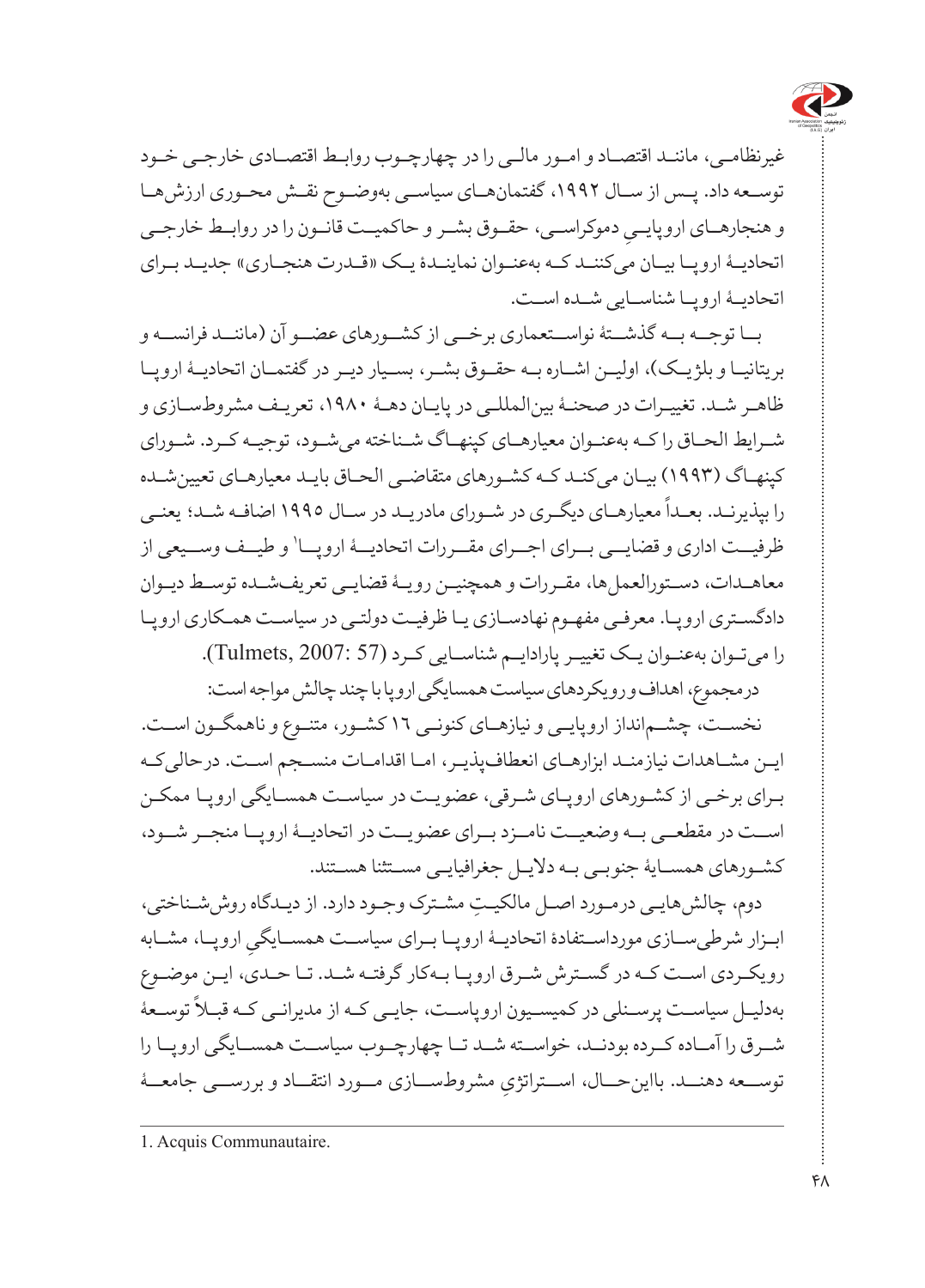غیرنظامی، مانند اقتصاد و امور مالی را در چهارچوب روابط اقتصادی خارجی خود توسعه داد. پس از سال ۱۹۹۲، گفتمان‌های سیاسی به‌وضوح نقش محوری ارزش‌ها و هنجارهای اروپاییِ دموکراسی، حقوق بشر و حاکمیت قانون را در روابط خارجی اتحادیهٔ اروپا بیان می‌کنند که به‌عنوان نمایندهٔ یک «قدرت هنجاری» جدید برای اتحادیهٔ اروپا شناسایی شده است.

با توجه به گذشتهٔ نواستعماری برخی از کشورهای عضو آن (مانند فرانسه و بریتانیا و بلژیک)، اولین اشاره به حقوق بشر، بسیار دیر در گفتمان اتحادیهٔ اروپا ظاهر شد. تغییرات در صحنهٔ بین‌المللی در پایان دههٔ ۱۹۸۰، تعریف مشروط‌سازی و شرایط الحاق را که به‌عنوان معیارهای کپنهاگ شناخته می‌شود، توجیه کرد. شورای کپنهاگ (۱۹۹۳) بیان می‌کند که کشورهای متقاضی الحاق باید معیارهای تعیین‌شده را بپذیرند. بعداً معیارهای دیگری در شورای مادرید در سال ۱۹۹۵ اضافه شد؛ یعنی ظرفیت اداری و قضایی برای اجرای مقررات اتحادیهٔ اروپا[1] و طیف وسیعی از معاهدات، دستورالعمل‌ها، مقررات و همچنین رویهٔ قضایی تعریف‌شده توسط دیوان دادگستری اروپا. معرفی مفهوم نهادسازی یا ظرفیت دولتی در سیاست همکاری اروپا را می‌توان به‌عنوان یک تغییر پارادایم شناسایی کرد (Tulmets, 2007: 57).

درمجموع، اهداف و رویکردهای سیاست همسایگی اروپا با چند چالش مواجه است:

نخست، چشم‌انداز اروپایی و نیازهای کنونی ۱۶ کشور، متنوع و ناهمگون است. این مشاهدات نیازمند ابزارهای انعطاف‌پذیر، اما اقدامات منسجم است. درحالی‌که برای برخی از کشورهای اروپای شرقی، عضویت در سیاست همسایگی اروپا ممکن است در مقطعی به وضعیت نامزد برای عضویت در اتحادیهٔ اروپا منجر شود، کشورهای همسایهٔ جنوبی به دلایل جغرافیایی مستثنا هستند.

دوم، چالش‌هایی درمورد اصل مالکیتِ مشترک وجود دارد. از دیدگاه روش‌شناختی، ابزار شرطی‌سازی مورداستفادهٔ اتحادیهٔ اروپا برای سیاست همسایگیِ اروپا، مشابه رویکردی است که در گسترش شرق اروپا به‌کار گرفته شد. تا حدی، این موضوع به‌دلیل سیاست پرسنلی در کمیسیون اروپاست، جایی که از مدیرانی که قبلاً توسعهٔ شرق را آماده کرده بودند، خواسته شد تا چهارچوب سیاست همسایگی اروپا را توسعه دهند. بااین‌حال، استراتژیِ مشروط‌سازی مورد انتقاد و بررسی جامعهٔ

---

1. Acquis Communautaire.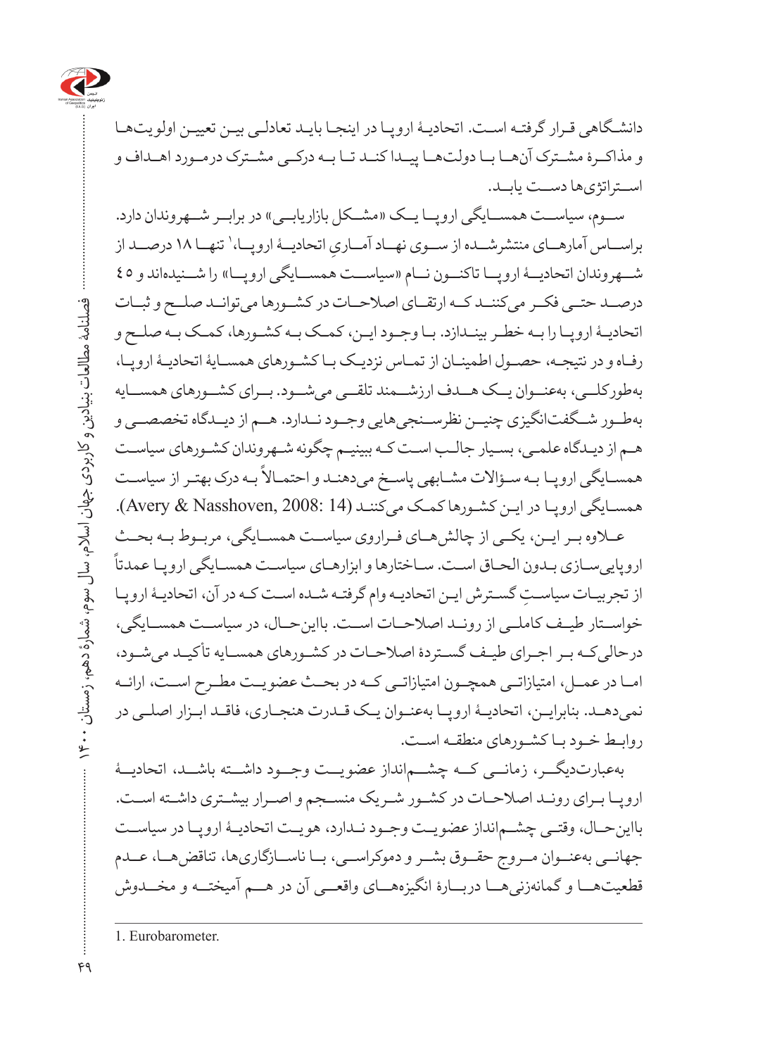دانشگاهی قرار گرفته است. اتحادیهٔ اروپا در اینجا باید تعادلی بین تعیین اولویت‌ها و مذاکرهٔ مشترک آن‌ها با دولت‌ها پیدا کند تا به درکی مشترک درمورد اهداف و استراتژی‌ها دست یابد.

سوم، سیاست همسایگی اروپا یک «مشکل بازاریابی» در برابر شهروندان دارد. براساس آمارهای منتشرشده از سوی نهاد آماری اتحادیهٔ اروپا،[1] تنها ۱۸ درصد از شهروندان اتحادیهٔ اروپا تاکنون نام «سیاست همسایگی اروپا» را شنیده‌اند و ٤٥ درصد حتی فکر می‌کنند که ارتقای اصلاحات در کشورها می‌تواند صلح و ثبات اتحادیهٔ اروپا را به خطر بیندازد. با وجود این، کمک به کشورها، کمک به صلح و رفاه و در نتیجه، حصول اطمینان از تماس نزدیک با کشورهای همسایهٔ اتحادیهٔ اروپا، به‌طورکلی، به‌عنوان یک هدف ارزشمند تلقی می‌شود. برای کشورهای همسایه به‌طور شگفت‌انگیزی چنین نظرسنجی‌هایی وجود ندارد. هم از دیدگاه تخصصی و هم از دیدگاه علمی، بسیار جالب است که ببینیم چگونه شهروندان کشورهای سیاست همسایگی اروپا به سؤالات مشابهی پاسخ می‌دهند و احتمالاً به درک بهتر از سیاست همسایگی اروپا در این کشورها کمک می‌کنند (Avery & Nasshoven, 2008: 14).

علاوه بر این، یکی از چالش‌های فراروی سیاست همسایگی، مربوط به بحث اروپایی‌سازی بدون الحاق است. ساختارها و ابزارهای سیاست همسایگی اروپا عمدتاً از تجربیات سیاستِ گسترش این اتحادیه وام گرفته شده است که در آن، اتحادیهٔ اروپا خواستار طیف کاملی از روند اصلاحات است. بااین‌حال، در سیاست همسایگی، درحالی‌که بر اجرای طیف گستردهٔ اصلاحات در کشورهای همسایه تأکید می‌شود، اما در عمل، امتیازاتی همچون امتیازاتی که در بحث عضویت مطرح است، ارائه نمی‌دهد. بنابراین، اتحادیهٔ اروپا به‌عنوان یک قدرت هنجاری، فاقد ابزار اصلی در روابط خود با کشورهای منطقه است.

به‌عبارت‌دیگر، زمانی که چشم‌انداز عضویت وجود داشته باشد، اتحادیهٔ اروپا برای روند اصلاحات در کشور شریک منسجم و اصرار بیشتری داشته است. بااین‌حال، وقتی چشم‌انداز عضویت وجود ندارد، هویت اتحادیهٔ اروپا در سیاست جهانی به‌عنوان مروج حقوق بشر و دموکراسی، با ناسازگاری‌ها، تناقض‌ها، عدم قطعیت‌ها و گمانه‌زنی‌ها دربارهٔ انگیزه‌های واقعی آن در هم آمیخته و مخدوش

1. Eurobarometer.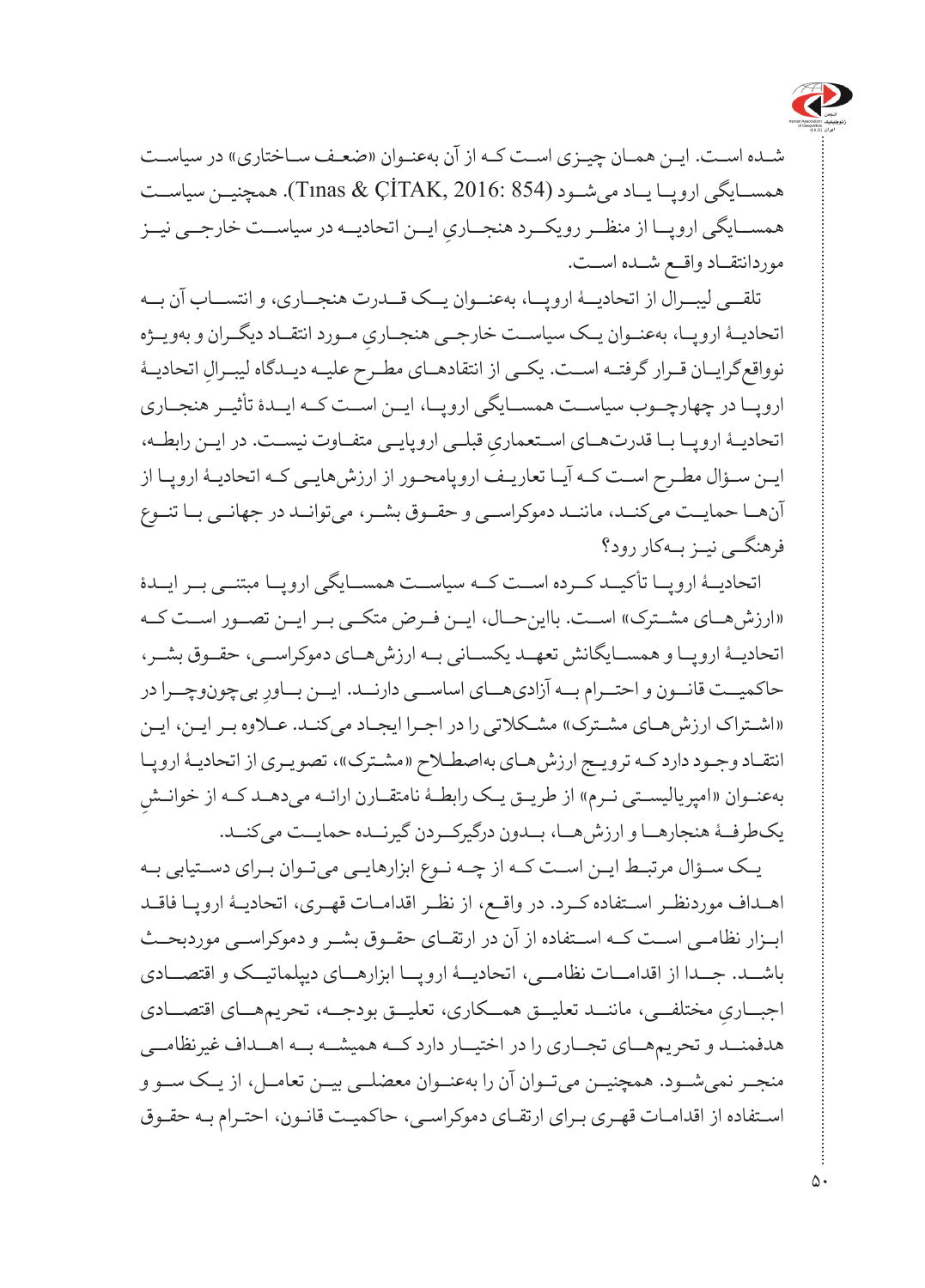شـده اسـت. ایـن همـان چیـزی اسـت کـه از آن به‌عنـوان «ضعـف سـاختاری» در سیاسـت همسـایگی اروپـا یـاد می‌شـود (Tınas & ÇİTAK, 2016: 854). همچنیـن سیاسـت همسـایگی اروپـا از منظـر رویکـرد هنجـاریِ ایـن اتحادیـه در سیاسـت خارجـی نیـز موردانتقـاد واقـع شـده اسـت.

تلقـی لیبـرال از اتحادیـۀ اروپـا، به‌عنـوان یـک قـدرت هنجـاری، و انتسـاب آن بـه اتحادیـۀ اروپـا، به‌عنـوان یـک سیاسـت خارجـی هنجـاریِ مـورد انتقـاد دیگـران و به‌ویـژه نوواقع‌گرایـان قـرار گرفتـه اسـت. یکـی از انتقادهـای مطـرح علیـه دیـدگاه لیبـرالِ اتحادیـۀ اروپـا در چهارچـوب سیاسـت همسـایگی اروپـا، ایـن اسـت کـه ایـدۀ تأثیـر هنجـاری اتحادیـۀ اروپـا بـا قدرت‌هـای اسـتعماریِ قبلـی اروپایـی متفـاوت نیسـت. در ایـن رابطـه، ایـن سـؤال مطـرح اسـت کـه آیـا تعاریـف اروپامحـور از ارزش‌هایـی کـه اتحادیـۀ اروپـا از آن‌هـا حمایـت می‌کنـد، ماننـد دموکراسـی و حقـوق بشـر، می‌توانـد در جهانـی بـا تنـوع فرهنگـی نیـز بـه‌کار رود؟

اتحادیـۀ اروپـا تأکیـد کـرده اسـت کـه سیاسـت همسـایگی اروپـا مبتنـی بـر ایـدۀ «ارزش‌هـای مشـترک» اسـت. بااین‌حـال، ایـن فـرض متکـی بـر ایـن تصـور اسـت کـه اتحادیـۀ اروپـا و همسـایگانش تعهـد یکسـانی بـه ارزش‌هـای دموکراسـی، حقـوق بشـر، حاکمیـت قانـون و احتـرام بـه آزادی‌هـای اساسـی دارنـد. ایـن بـاورِ بی‌چون‌وچـرا در «اشـتراک ارزش‌هـای مشـترک» مشـکلاتی را در اجـرا ایجـاد می‌کنـد. عـلاوه بـر ایـن، ایـن انتقـاد وجـود دارد کـه ترویـج ارزش‌های به‌اصطـلاح «مشـترک»، تصویـری از اتحادیـۀ اروپـا به‌عنـوان «امپریالیسـتی نـرم» از طریـق یـک رابطـۀ نامتقـارن ارائـه می‌دهـد کـه از خوانـشِ یک‌طرفـۀ هنجارهـا و ارزش‌هـا، بـدون درگیرکـردن گیرنـده حمایـت می‌کنـد.

یـک سـؤال مرتبـط ایـن اسـت کـه از چـه نـوع ابزارهایـی می‌تـوان بـرای دسـتیابی بـه اهـداف موردنظـر اسـتفاده کـرد. در واقـع، از نظـر اقدامـات قهـری، اتحادیـۀ اروپـا فاقـد ابـزار نظامـی اسـت کـه اسـتفاده از آن در ارتقـای حقـوق بشـر و دموکراسـی موردبحـث باشـد. جـدا از اقدامـات نظامـی، اتحادیـۀ اروپـا ابزارهـای دیپلماتیـک و اقتصـادی اجبـاریِ مختلفـی، ماننـد تعلیـق همـکاری، تعلیـق بودجـه، تحریم‌هـای اقتصـادی هدفمنـد و تحریم‌هـای تجـاری را در اختیـار دارد کـه همیشـه بـه اهـداف غیرنظامـی منجـر نمی‌شـود. همچنیـن می‌تـوان آن را به‌عنـوان معضلـی بیـن تعامـل، از یـک سـو و اسـتفاده از اقدامـات قهـری بـرای ارتقـای دموکراسـی، حاکمیـت قانـون، احتـرام بـه حقـوق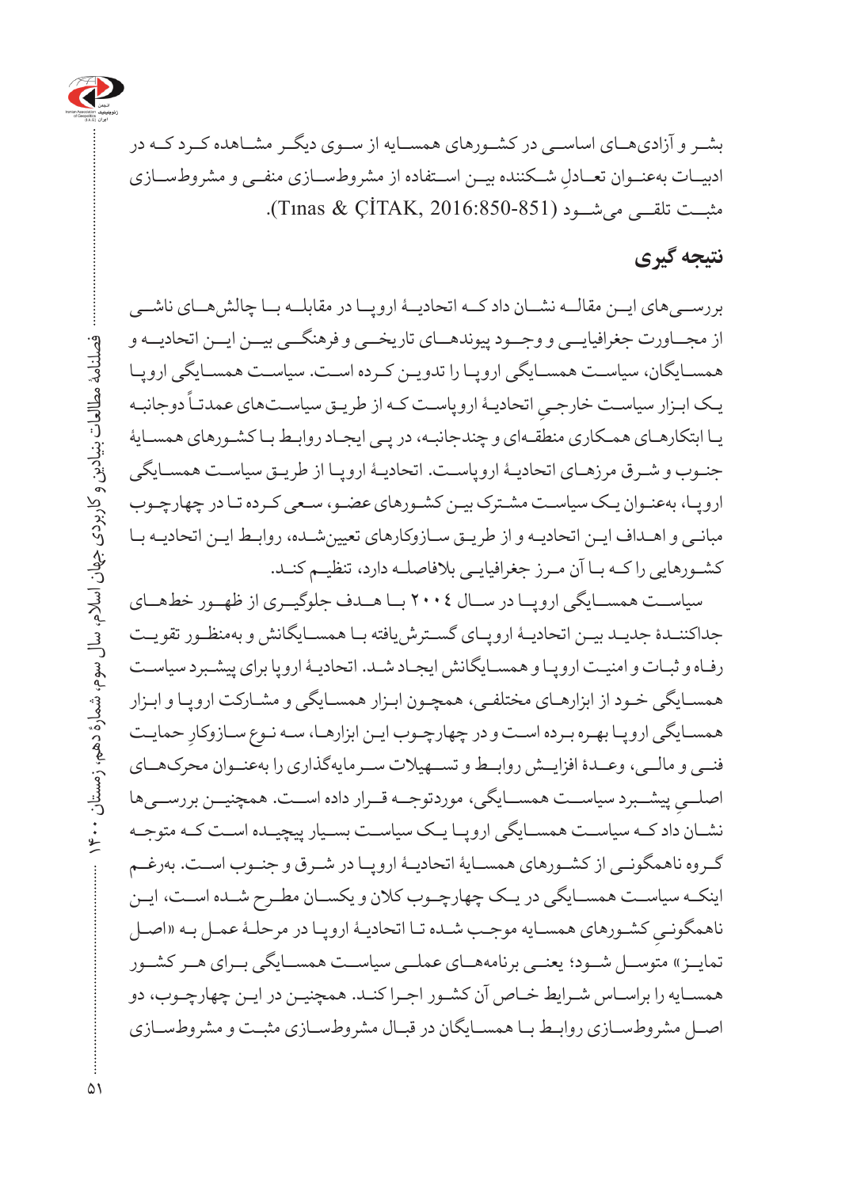بشـر و آزادی‌هـای اساسـی در کشـورهای همسـایه از سـوی دیگـر مشـاهده کـرد کـه در ادبیـات به‌عنـوان تعـادلِ شـکننده بیـن اسـتفاده از مشروطسـازی منفـی و مشروطسـازی مثبـت تلقـی می‌شـود (Tınas & ÇİTAK, 2016:850-851).

## نتیجه گیری

بررسـی‌های ایـن مقالـه نشـان داد کـه اتحادیـۀ اروپـا در مقابلـه بـا چالش‌هـای ناشـی از مجـاورت جغرافیایـی و وجـود پیوندهـای تاریخـی و فرهنگـی بیـن ایـن اتحادیـه و همسـایگان، سیاسـت همسـایگی اروپـا را تدویـن کـرده اسـت. سیاسـت همسـایگی اروپـا یـک ابـزار سیاسـت خارجـیِ اتحادیـۀ اروپاسـت کـه از طریـق سیاسـت‌های عمدتـاً دوجانبـه یـا ابتکارهـای همـکاری منطقـه‌ای و چندجانبـه، در پـی ایجـاد روابـط بـا کشـورهای همسـایۀ جنـوب و شـرق مرزهـای اتحادیـۀ اروپاسـت. اتحادیـۀ اروپـا از طریـق سیاسـت همسـایگی اروپـا، به‌عنـوان یـک سیاسـت مشـترک بیـن کشـورهای عضـو، سـعی کـرده تـا در چهارچـوب مبانـی و اهـداف ایـن اتحادیـه و از طریـق سـازوکارهای تعیین‌شـده، روابـط ایـن اتحادیـه بـا کشـورهایی را کـه بـا آن مـرز جغرافیایـی بلافاصلـه دارد، تنظیـم کنـد.

سیاسـت همسـایگی اروپـا در سـال ۲۰۰۴ بـا هـدف جلوگیـری از ظهـور خط‌هـای جداکننـدۀ جدیـد بیـن اتحادیـۀ اروپـای گسـترش‌یافته بـا همسـایگانش و به‌منظـور تقویـت رفـاه و ثبـات و امنیـت اروپـا و همسـایگانش ایجـاد شـد. اتحادیـۀ اروپا برای پیشـبرد سیاسـت همسـایگی خـود از ابزارهـای مختلفـی، همچـون ابـزار همسـایگی و مشـارکت اروپـا و ابـزار همسـایگی اروپـا بهـره بـرده اسـت و در چهارچـوب ایـن ابزارهـا، سـه نـوع سـازوکارِ حمایـت فنـی و مالـی، وعـدۀ افزایـش روابـط و تسـهیلات سـرمایه‌گذاری را به‌عنـوان محرک‌هـای اصلـیِ پیشـبرد سیاسـت همسـایگی، موردتوجـه قـرار داده اسـت. همچنیـن بررسـی‌ها نشـان داد کـه سیاسـت همسـایگی اروپـا یـک سیاسـت بسـیار پیچیـده اسـت کـه متوجـه گـروه ناهمگونـی از کشـورهای همسـایۀ اتحادیـۀ اروپـا در شـرق و جنـوب اسـت. به‌رغـم اینکـه سیاسـت همسـایگی در یـک چهارچـوب کلان و یکسـان مطـرح شـده اسـت، ایـن ناهمگونـیِ کشـورهای همسـایه موجـب شـده تـا اتحادیـۀ اروپـا در مرحلـۀ عمـل بـه «اصـل تمایـز» متوسـل شـود؛ یعنـی برنامه‌هـای عملـی سیاسـت همسـایگی بـرای هـر کشـور همسـایه را براسـاس شـرایط خـاص آن کشـور اجـرا کنـد. همچنیـن در ایـن چهارچـوب، دو اصـل مشروطسـازی روابـط بـا همسـایگان در قبـال مشروطسـازی مثبـت و مشروطسـازی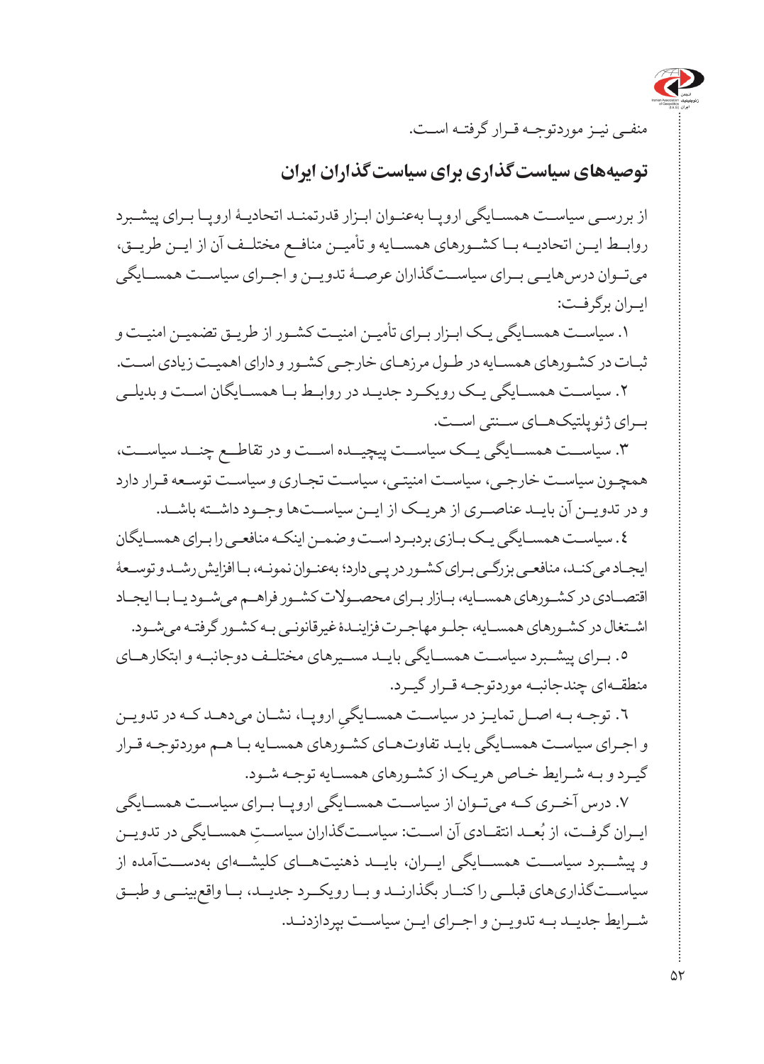منفی نیز موردتوجه قرار گرفته است.

## توصیه‌های سیاست‌گذاری برای سیاست‌گذاران ایران

از بررسی سیاست همسایگی اروپا به‌عنوان ابزار قدرتمند اتحادیهٔ اروپا برای پیشبرد روابط این اتحادیه با کشورهای همسایه و تأمین منافع مختلف آن از این طریق، می‌توان درس‌هایی برای سیاست‌گذاران عرصهٔ تدوین و اجرای سیاست همسایگی ایران برگرفت:

۱. سیاست همسایگی یک ابزار برای تأمین امنیت کشور از طریق تضمین امنیت و ثبات در کشورهای همسایه در طول مرزهای خارجی کشور و دارای اهمیت زیادی است.

۲. سیاست همسایگی یک رویکرد جدید در روابط با همسایگان است و بدیلی برای ژئوپلتیک‌های سنتی است.

۳. سیاست همسایگی یک سیاست پیچیده است و در تقاطع چند سیاست، همچون سیاست خارجی، سیاست امنیتی، سیاست تجاری و سیاست توسعه قرار دارد و در تدوین آن باید عناصری از هریک از این سیاست‌ها وجود داشته باشد.

۴. سیاست همسایگی یک بازی بردبرد است و ضمن اینکه منافعی را برای همسایگان ایجاد می‌کند، منافعی بزرگی برای کشور در پی دارد؛ به‌عنوان نمونه، با افزایش رشد و توسعهٔ اقتصادی در کشورهای همسایه، بازار برای محصولات کشور فراهم می‌شود یا با ایجاد اشتغال در کشورهای همسایه، جلو مهاجرت فزایندهٔ غیرقانونی به کشور گرفته می‌شود.

۵. برای پیشبرد سیاست همسایگی باید مسیرهای مختلف دوجانبه و ابتکارهای منطقه‌ای چندجانبه موردتوجه قرار گیرد.

۶. توجه به اصل تمایز در سیاست همسایگیِ اروپا، نشان می‌دهد که در تدوین و اجرای سیاست همسایگی باید تفاوت‌های کشورهای همسایه با هم موردتوجه قرار گیرد و به شرایط خاص هریک از کشورهای همسایه توجه شود.

۷. درس آخری که می‌توان از سیاست همسایگی اروپا برای سیاست همسایگی ایران گرفت، از بُعد انتقادی آن است: سیاست‌گذاران سیاستِ همسایگی در تدوین و پیشبرد سیاست همسایگی ایران، باید ذهنیت‌های کلیشه‌ای به‌دست‌آمده از سیاست‌گذاری‌های قبلی را کنار بگذارند و با رویکرد جدید، با واقع‌بینی و طبق شرایط جدید به تدوین و اجرای این سیاست بپردازند.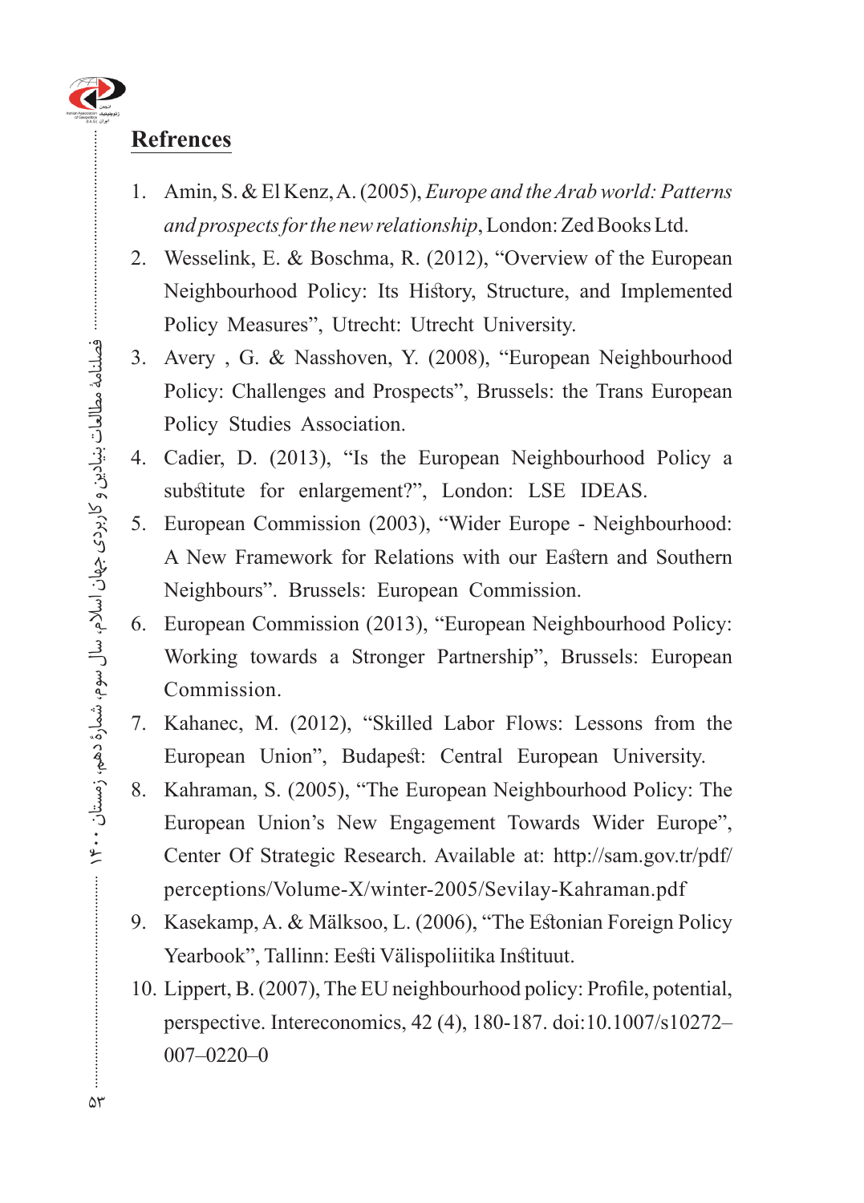## Refrences

1. Amin, S. & El Kenz, A. (2005), *Europe and the Arab world: Patterns and prospects for the new relationship*, London: Zed Books Ltd.
2. Wesselink, E. & Boschma, R. (2012), "Overview of the European Neighbourhood Policy: Its History, Structure, and Implemented Policy Measures", Utrecht: Utrecht University.
3. Avery , G. & Nasshoven, Y. (2008), "European Neighbourhood Policy: Challenges and Prospects", Brussels: the Trans European Policy Studies Association.
4. Cadier, D. (2013), "Is the European Neighbourhood Policy a substitute for enlargement?", London: LSE IDEAS.
5. European Commission (2003), "Wider Europe - Neighbourhood: A New Framework for Relations with our Eastern and Southern Neighbours". Brussels: European Commission.
6. European Commission (2013), "European Neighbourhood Policy: Working towards a Stronger Partnership", Brussels: European Commission.
7. Kahanec, M. (2012), "Skilled Labor Flows: Lessons from the European Union", Budapest: Central European University.
8. Kahraman, S. (2005), "The European Neighbourhood Policy: The European Union's New Engagement Towards Wider Europe", Center Of Strategic Research. Available at: http://sam.gov.tr/pdf/perceptions/Volume-X/winter-2005/Sevilay-Kahraman.pdf
9. Kasekamp, A. & Mälksoo, L. (2006), "The Estonian Foreign Policy Yearbook", Tallinn: Eesti Välispoliitika Instituut.
10. Lippert, B. (2007), The EU neighbourhood policy: Profile, potential, perspective. Intereconomics, 42 (4), 180-187. doi:10.1007/s10272–007–0220–0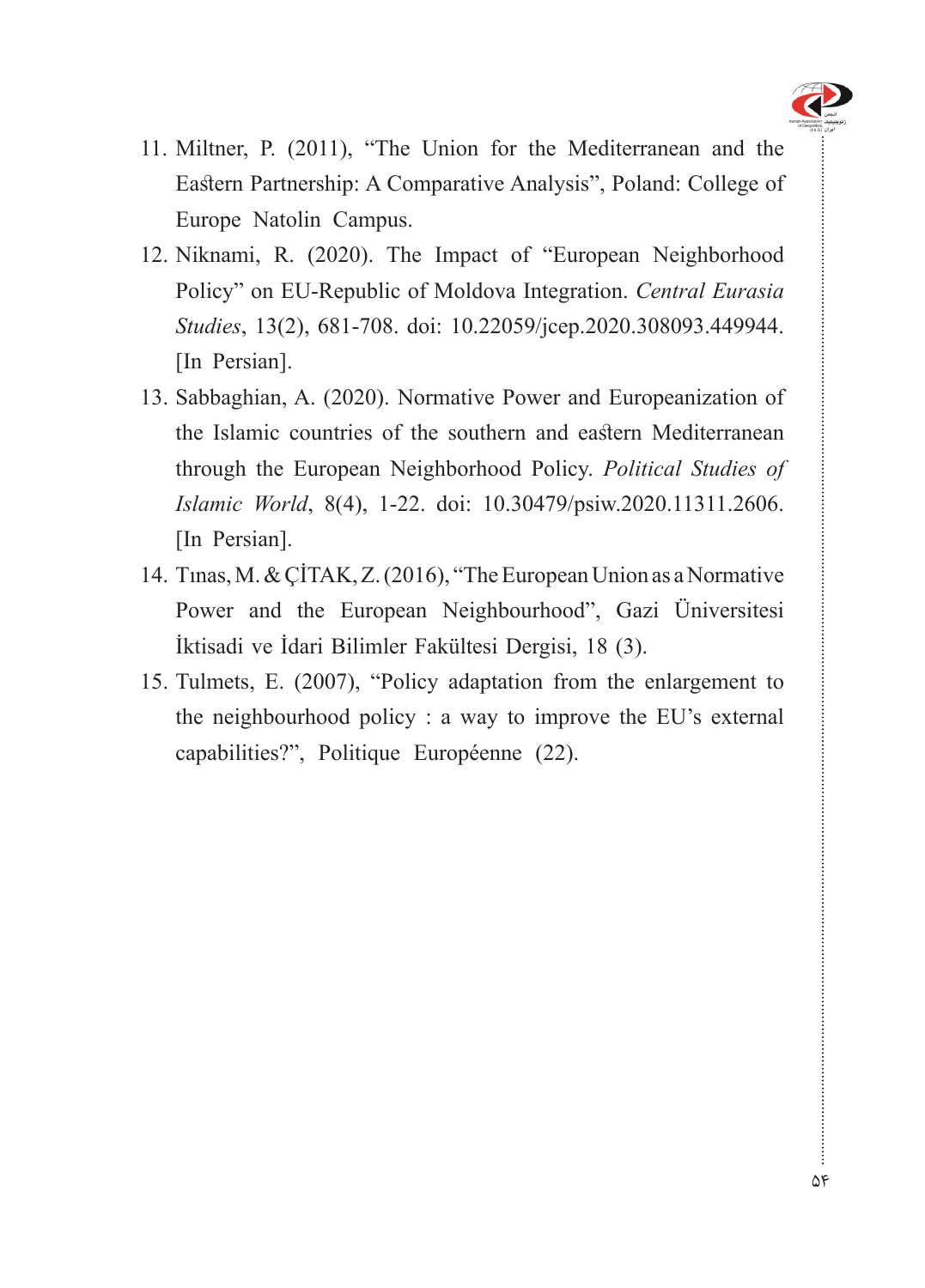11. Miltner, P. (2011), “The Union for the Mediterranean and the Eastern Partnership: A Comparative Analysis”, Poland: College of Europe Natolin Campus.
12. Niknami, R. (2020). The Impact of “European Neighborhood Policy” on EU-Republic of Moldova Integration. *Central Eurasia Studies*, 13(2), 681-708. doi: 10.22059/jcep.2020.308093.449944. [In Persian].
13. Sabbaghian, A. (2020). Normative Power and Europeanization of the Islamic countries of the southern and eastern Mediterranean through the European Neighborhood Policy. *Political Studies of Islamic World*, 8(4), 1-22. doi: 10.30479/psiw.2020.11311.2606. [In Persian].
14. Tınas, M. & ÇİTAK, Z. (2016), “The European Union as a Normative Power and the European Neighbourhood”, Gazi Üniversitesi İktisadi ve İdari Bilimler Fakültesi Dergisi, 18 (3).
15. Tulmets, E. (2007), “Policy adaptation from the enlargement to the neighbourhood policy : a way to improve the EU’s external capabilities?”, Politique Européenne (22).